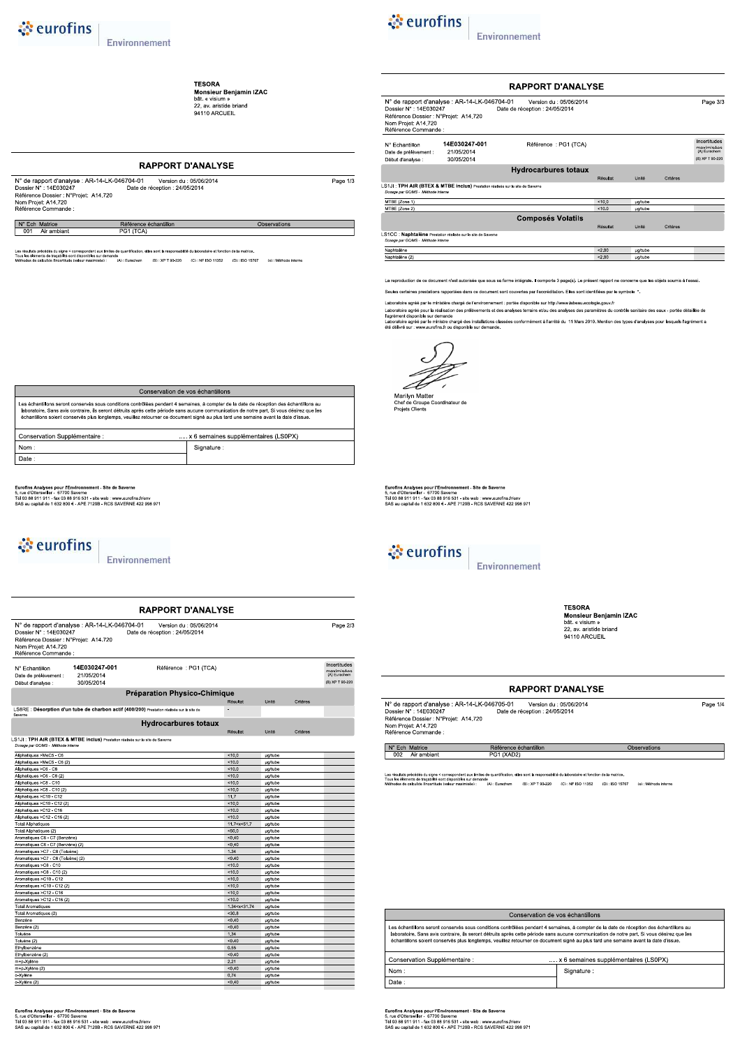TESORA
**Monsieur Benjamin IZAC**
bât. « visium »
22, av. aristide briand
94110 ARCUEIL

## RAPPORT D'ANALYSE

N° de rapport d'analyse : AR-14-LK-046704-01 Version du : 05/06/2014
Dossier N° : 14E030247 Date de réception : 24/05/2014
Référence Dossier : N°Projet: A14.720
Nom Projet: A14.720
Référence Commande :

| N° Ech | Matrice | Référence échantillon | Observations |
|---|---|---|---|
| 001 | Air ambiant | PG1 (TCA) | |

Les résultats précédés du signe < correspondent aux limites de quantification, elles sont la responsabilité du laboratoire et fonction de la matrice.
Tous les éléments de traçabilité sont disponibles sur demande
Méthodes de calcul de l'incertitude (valeur maximisée) : (A) : Eurachem (B) : XP T 90-220 (C) : NF ISO 11352 (D) : ISO 15767 (a) : Méthode interne

| Conservation de vos échantillons | |
|---|---|
| Les échantillons seront conservés sous conditions contrôlées pendant 4 semaines, à compter de la date de réception des échantillons au laboratoire. Sans avis contraire, ils seront détruits après cette période sans aucune communication de notre part. Si vous désirez que les échantillons soient conservés plus longtemps, veuillez retourner ce document signé au plus tard une semaine avant la date d'issue. | |
| Conservation Supplémentaire : | ..... x 6 semaines supplémentaires (LS0PX) |
| Nom : | Signature : |
| Date : | |

Eurofins Analyses pour l'Environnement - Site de Saverne
5, rue d'Otterswiller - 67700 Saverne
Tél 03 88 911 911 - fax 03 88 916 531 - site web : www.eurofins.fr/env
SAS au capital de 1 632 800 € - APE 7120B - RCS SAVERNE 422 998 971

## RAPPORT D'ANALYSE

N° de rapport d'analyse : AR-14-LK-046704-01 Version du : 05/06/2014
Dossier N° : 14E030247 Date de réception : 24/05/2014
Référence Dossier : N°Projet: A14.720
Nom Projet: A14.720
Référence Commande :

N° Echantillon **14E030247-001** Référence : PG1 (TCA)
Date de prélèvement : 21/05/2014
Début d'analyse : 30/05/2014

Incertitudes maximisées (A) Eurachem (B) XP T 90-220

### Préparation Physico-Chimique

| | Résultat | Unité | Critères |
|---|---|---|---|
| LS8RE : **Désorption d'un tube de charbon actif (400/200)** Prestation réalisée sur le site de Saverne | - | | |

### Hydrocarbures totaux

LS1JI : **TPH AIR (BTEX & MTBE inclus)** Prestation réalisée sur le site de Saverne
*Dosage par GC/MS - Méthode interne*

| | Résultat | Unité | Critères |
|---|---|---|---|
| Aliphatiques >MeC5 - C6 | <10,0 | µg/tube | |
| Aliphatiques >MeC5 - C6 (2) | <10,0 | µg/tube | |
| Aliphatiques >C6 - C8 | <10,0 | µg/tube | |
| Aliphatiques >C6 - C8 (2) | <10,0 | µg/tube | |
| Aliphatiques >C8 - C10 | <10,0 | µg/tube | |
| Aliphatiques >C8 - C10 (2) | <10,0 | µg/tube | |
| Aliphatiques >C10 - C12 | 11,7 | µg/tube | |
| Aliphatiques >C10 - C12 (2) | <10,0 | µg/tube | |
| Aliphatiques >C12 - C16 | <10,0 | µg/tube | |
| Aliphatiques >C12 - C16 (2) | <10,0 | µg/tube | |
| Total Aliphatiques | 11,7<x<51,7 | µg/tube | |
| Total Aliphatiques (2) | <50,0 | µg/tube | |
| Aromatiques C6 - C7 (Benzène) | <0,40 | µg/tube | |
| Aromatiques C6 - C7 (Benzène) (2) | <0,40 | µg/tube | |
| Aromatiques >C7 - C8 (Toluène) | 1,34 | µg/tube | |
| Aromatiques >C7 - C8 (Toluène) (2) | <0,40 | µg/tube | |
| Aromatiques >C8 - C10 | <10,0 | µg/tube | |
| Aromatiques >C8 - C10 (2) | <10,0 | µg/tube | |
| Aromatiques >C10 - C12 | <10,0 | µg/tube | |
| Aromatiques >C10 - C12 (2) | <10,0 | µg/tube | |
| Aromatiques >C12 - C16 | <10,0 | µg/tube | |
| Aromatiques >C12 - C16 (2) | <10,0 | µg/tube | |
| Total Aromatiques | 1,34<x<31,74 | µg/tube | |
| Total Aromatiques (2) | <30,8 | µg/tube | |
| Benzène | <0,40 | µg/tube | |
| Benzène (2) | <0,40 | µg/tube | |
| Toluène | 1,34 | µg/tube | |
| Toluène (2) | <0,40 | µg/tube | |
| Ethylbenzène | 0,55 | µg/tube | |
| Ethylbenzène (2) | <0,40 | µg/tube | |
| m+p-Xylène | 2,21 | µg/tube | |
| m+p-Xylène (2) | <0,40 | µg/tube | |
| o-Xylène | 0,74 | µg/tube | |
| o-Xylène (2) | <0,40 | µg/tube | |

Eurofins Analyses pour l'Environnement - Site de Saverne
5, rue d'Otterswiller - 67700 Saverne
Tél 03 88 911 911 - fax 03 88 916 531 - site web : www.eurofins.fr/env
SAS au capital de 1 632 800 € - APE 7120B - RCS SAVERNE 422 998 971

## RAPPORT D'ANALYSE

N° de rapport d'analyse : AR-14-LK-046704-01 Version du : 05/06/2014
Dossier N° : 14E030247 Date de réception : 24/05/2014
Référence Dossier : N°Projet: A14.720
Nom Projet: A14.720
Référence Commande :

N° Echantillon **14E030247-001** Référence : PG1 (TCA)
Date de prélèvement : 21/05/2014
Début d'analyse : 30/05/2014

Incertitudes maximisées (A) Eurachem (B) XP T 90-220

### Hydrocarbures totaux

LS1JI : **TPH AIR (BTEX & MTBE inclus)** Prestation réalisée sur le site de Saverne
*Dosage par GC/MS - Méthode interne*

| | Résultat | Unité | Critères |
|---|---|---|---|
| MTBE (Zone 1) | <10,0 | µg/tube | |
| MTBE (Zone 2) | <10,0 | µg/tube | |

### Composés Volatils

LS1CC : **Naphtalène** Prestation réalisée sur le site de Saverne
*Dosage par GC/MS - Méthode interne*

| | Résultat | Unité | Critères |
|---|---|---|---|
| Naphtalène | <2,00 | µg/tube | |
| Naphtalène (2) | <2,00 | µg/tube | |

La reproduction de ce document n'est autorisée que sous sa forme intégrale. Il comporte 3 page(s). Le présent rapport ne concerne que les objets soumis à l'essai.

Seules certaines prestations rapportées dans ce document sont couvertes par l'accréditation. Elles sont identifiées par le symbole *.

Laboratoire agréé par le ministère chargé de l'environnement : portée disponible sur http://www.labeau.ecologie.gouv.fr
Laboratoire agréé pour la réalisation des prélèvements et des analyses terrains et/ou des analyses des paramètres du contrôle sanitaire des eaux - portée détaillée de l'agrément disponible sur demande
Laboratoire agréé par le ministre chargé des installations classées conformément à l'arrêté du 11 Mars 2010. Mention des types d'analyses pour lesquels l'agrément a été délivré sur : www.eurofins.fr ou disponible sur demande.

Marilyn Matter
Chef de Groupe Coordinateur de Projets Clients

Eurofins Analyses pour l'Environnement - Site de Saverne
5, rue d'Otterswiller - 67700 Saverne
Tél 03 88 911 911 - fax 03 88 916 531 - site web : www.eurofins.fr/env
SAS au capital de 1 632 800 € - APE 7120B - RCS SAVERNE 422 998 971

TESORA
**Monsieur Benjamin IZAC**
bât. « visium »
22, av. aristide briand
94110 ARCUEIL

## RAPPORT D'ANALYSE

N° de rapport d'analyse : AR-14-LK-046705-01 Version du : 05/06/2014
Dossier N° : 14E030247 Date de réception : 24/05/2014
Référence Dossier : N°Projet: A14.720
Nom Projet: A14.720
Référence Commande :

| N° Ech | Matrice | Référence échantillon | Observations |
|---|---|---|---|
| 002 | Air ambiant | PG1 (XAD2) | |

Les résultats précédés du signe < correspondent aux limites de quantification, elles sont la responsabilité du laboratoire et fonction de la matrice.
Tous les éléments de traçabilité sont disponibles sur demande
Méthodes de calcul de l'incertitude (valeur maximisée) : (A) : Eurachem (B) : XP T 90-220 (C) : NF ISO 11352 (D) : ISO 15767 (a) : Méthode interne

| Conservation de vos échantillons | |
|---|---|
| Les échantillons seront conservés sous conditions contrôlées pendant 4 semaines, à compter de la date de réception des échantillons au laboratoire. Sans avis contraire, ils seront détruits après cette période sans aucune communication de notre part. Si vous désirez que les échantillons soient conservés plus longtemps, veuillez retourner ce document signé au plus tard une semaine avant la date d'issue. | |
| Conservation Supplémentaire : | ..... x 6 semaines supplémentaires (LS0PX) |
| Nom : | Signature : |
| Date : | |

Eurofins Analyses pour l'Environnement - Site de Saverne
5, rue d'Otterswiller - 67700 Saverne
Tél 03 88 911 911 - fax 03 88 916 531 - site web : www.eurofins.fr/env
SAS au capital de 1 632 800 € - APE 7120B - RCS SAVERNE 422 998 971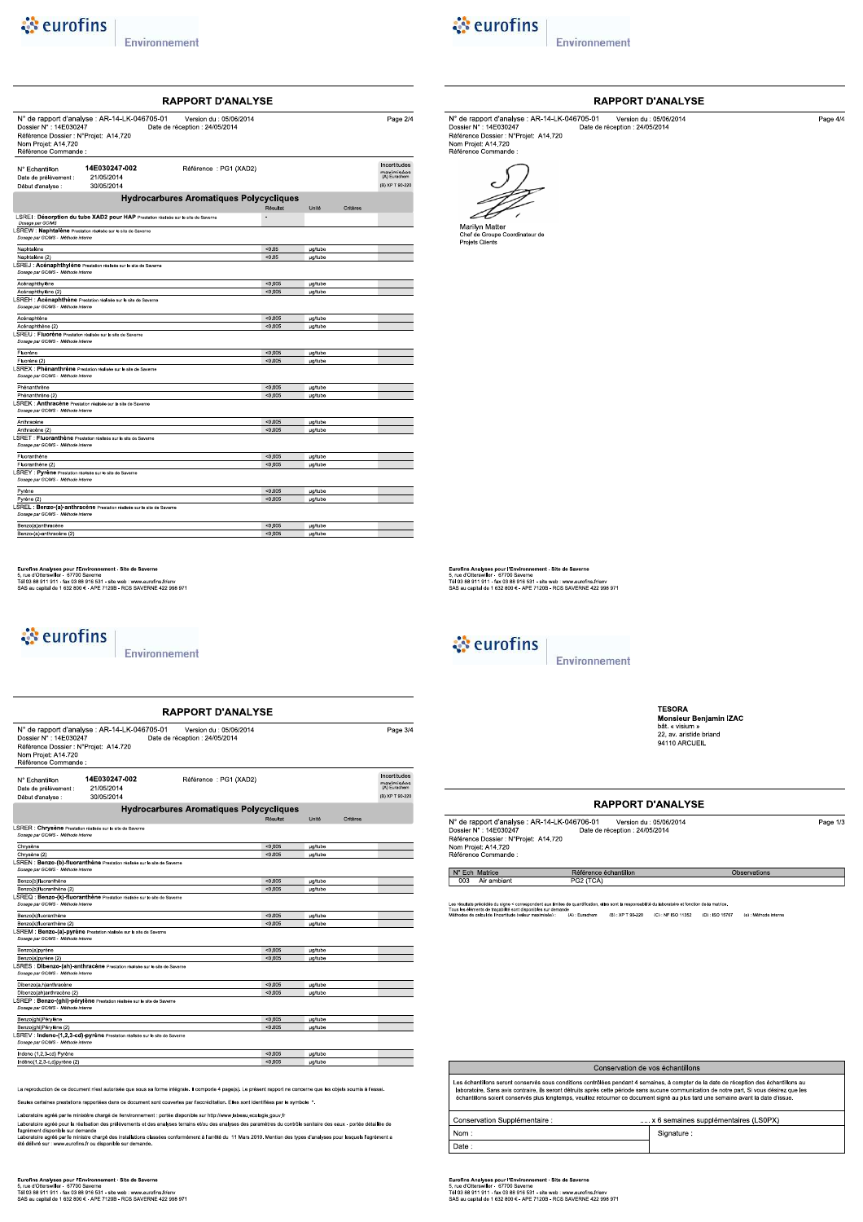## RAPPORT D'ANALYSE

N° de rapport d'analyse : AR-14-LK-046705-01 Version du : 05/06/2014
Dossier N° : 14E030247 Date de réception : 24/05/2014
Référence Dossier : N°Projet: A14.720
Nom Projet: A14.720
Référence Commande :

N° Echantillon : 14E030247-002 Référence : PG1 (XAD2)
Date de prélèvement : 21/05/2014
Début d'analyse : 30/05/2014

Incertitudes *maximisées* (A) Eurachem (B) XP T 90-220

### Hydrocarbures Aromatiques Polycycliques

| | Résultat | Unité | Critères | |
|---|---|---|---|---|
| **LSREI : Désorption du tube XAD2 pour HAP** Prestation réalisée sur le site de Saverne *Dosage par GC/MS* | - | | | |
| **LSREW : Naphtalène** Prestation réalisée sur le site de Saverne *Dosage par GC/MS - Méthode interne* | | | | |
| Naphtalène | <0,05 | µg/tube | | |
| Naphtalène (2) | <0,05 | µg/tube | | |
| **LSREJ : Acénaphthylène** Prestation réalisée sur le site de Saverne *Dosage par GC/MS - Méthode interne* | | | | |
| Acénaphthylène | <0,005 | µg/tube | | |
| Acénaphthylène (2) | <0,005 | µg/tube | | |
| **LSREH : Acénaphthène** Prestation réalisée sur le site de Saverne *Dosage par GC/MS - Méthode interne* | | | | |
| Acénaphthène | <0,005 | µg/tube | | |
| Acénaphthène (2) | <0,005 | µg/tube | | |
| **LSREU : Fluorène** Prestation réalisée sur le site de Saverne *Dosage par GC/MS - Méthode interne* | | | | |
| Fluorène | <0,005 | µg/tube | | |
| Fluorène (2) | <0,005 | µg/tube | | |
| **LSREX : Phénanthrène** Prestation réalisée sur le site de Saverne *Dosage par GC/MS - Méthode interne* | | | | |
| Phénanthrène | <0,005 | µg/tube | | |
| Phénanthrène (2) | <0,005 | µg/tube | | |
| **LSREK : Anthracène** Prestation réalisée sur le site de Saverne *Dosage par GC/MS - Méthode interne* | | | | |
| Anthracène | <0,005 | µg/tube | | |
| Anthracène (2) | <0,005 | µg/tube | | |
| **LSRET : Fluoranthène** Prestation réalisée sur le site de Saverne *Dosage par GC/MS - Méthode interne* | | | | |
| Fluoranthène | <0,005 | µg/tube | | |
| Fluoranthène (2) | <0,005 | µg/tube | | |
| **LSREY : Pyrène** Prestation réalisée sur le site de Saverne *Dosage par GC/MS - Méthode interne* | | | | |
| Pyrène | <0,005 | µg/tube | | |
| Pyrène (2) | <0,005 | µg/tube | | |
| **LSREL : Benzo-(a)-anthracène** Prestation réalisée sur le site de Saverne *Dosage par GC/MS - Méthode interne* | | | | |
| Benzo(a)anthracène | <0,005 | µg/tube | | |
| Benzo-(a)-anthracène (2) | <0,005 | µg/tube | | |

Eurofins Analyses pour l'Environnement - Site de Saverne
5, rue d'Otterswiller - 67700 Saverne
Tél 03 88 911 911 - fax 03 88 916 531 - site web : www.eurofins.fr/env
SAS au capital de 1 632 800 € - APE 7120B - RCS SAVERNE 422 998 971

## RAPPORT D'ANALYSE

N° de rapport d'analyse : AR-14-LK-046705-01 Version du : 05/06/2014
Dossier N° : 14E030247 Date de réception : 24/05/2014
Référence Dossier : N°Projet: A14.720
Nom Projet: A14.720
Référence Commande :

N° Echantillon : 14E030247-002 Référence : PG1 (XAD2)
Date de prélèvement : 21/05/2014
Début d'analyse : 30/05/2014

Incertitudes *maximisées* (A) Eurachem (B) XP T 90-220

### Hydrocarbures Aromatiques Polycycliques

| | Résultat | Unité | Critères | |
|---|---|---|---|---|
| **LSRER : Chrysène** Prestation réalisée sur le site de Saverne *Dosage par GC/MS - Méthode interne* | | | | |
| Chrysène | <0,005 | µg/tube | | |
| Chrysène (2) | <0,005 | µg/tube | | |
| **LSREN : Benzo-(b)-fluoranthène** Prestation réalisée sur le site de Saverne *Dosage par GC/MS - Méthode interne* | | | | |
| Benzo(b)fluoranthène | <0,005 | µg/tube | | |
| Benzo(b)fluoranthène (2) | <0,005 | µg/tube | | |
| **LSREQ : Benzo-(k)-fluoranthène** Prestation réalisée sur le site de Saverne *Dosage par GC/MS - Méthode interne* | | | | |
| Benzo(k)fluoranthène | <0,005 | µg/tube | | |
| Benzo(k)fluoranthène (2) | <0,005 | µg/tube | | |
| **LSREM : Benzo-(a)-pyrène** Prestation réalisée sur le site de Saverne *Dosage par GC/MS - Méthode interne* | | | | |
| Benzo(a)pyrène | <0,005 | µg/tube | | |
| Benzo(a)pyrène (2) | <0,005 | µg/tube | | |
| **LSRES : Dibenzo-(ah)-anthracène** Prestation réalisée sur le site de Saverne *Dosage par GC/MS - Méthode interne* | | | | |
| Dibenzo(a,h)anthracène | <0,005 | µg/tube | | |
| Dibenzo(ah)anthracène (2) | <0,005 | µg/tube | | |
| **LSREP : Benzo-(ghi)-pérylène** Prestation réalisée sur le site de Saverne *Dosage par GC/MS - Méthode interne* | | | | |
| Benzo(ghi)Pérylène | <0,005 | µg/tube | | |
| Benzo(ghi)Pérylène (2) | <0,005 | µg/tube | | |
| **LSREV : Indeno-(1,2,3-cd)-pyrène** Prestation réalisée sur le site de Saverne *Dosage par GC/MS - Méthode interne* | | | | |
| Indeno (1,2,3-cd) Pyrène | <0,005 | µg/tube | | |
| Indéno(1,2,3-c,d)pyrène (2) | <0,005 | µg/tube | | |

La reproduction de ce document n'est autorisée que sous sa forme intégrale. Il comporte 4 page(s). Le présent rapport ne concerne que les objets soumis à l'essai.

Seules certaines prestations rapportées dans ce document sont couvertes par l'accréditation. Elles sont identifiées par le symbole *.

Laboratoire agréé par le ministère chargé de l'environnement : portée disponible sur http://www.labeau.ecologie.gouv.fr

Laboratoire agréé pour la réalisation des prélèvements et des analyses terrains et/ou des analyses des paramètres du contrôle sanitaire des eaux - portée détaillée de l'agrément disponible sur demande

Laboratoire agréé par le ministre chargé des installations classées conformément à l'arrêté du 11 Mars 2010. Mention des types d'analyses pour lesquels l'agrément a été délivré sur : www.eurofins.fr ou disponible sur demande.

Eurofins Analyses pour l'Environnement - Site de Saverne
5, rue d'Otterswiller - 67700 Saverne
Tél 03 88 911 911 - fax 03 88 916 531 - site web : www.eurofins.fr/env
SAS au capital de 1 632 800 € - APE 7120B - RCS SAVERNE 422 998 971

## RAPPORT D'ANALYSE

N° de rapport d'analyse : AR-14-LK-046705-01 Version du : 05/06/2014
Dossier N° : 14E030247 Date de réception : 24/05/2014
Référence Dossier : N°Projet: A14.720
Nom Projet: A14.720
Référence Commande :

Marilyn Matter
Chef de Groupe Coordinateur de Projets Clients

Eurofins Analyses pour l'Environnement - Site de Saverne
5, rue d'Otterswiller - 67700 Saverne
Tél 03 88 911 911 - fax 03 88 916 531 - site web : www.eurofins.fr/env
SAS au capital de 1 632 800 € - APE 7120B - RCS SAVERNE 422 998 971

**TESORA**
**Monsieur Benjamin IZAC**
bât. « visium »
22, av. aristide briand
94110 ARCUEIL

## RAPPORT D'ANALYSE

N° de rapport d'analyse : AR-14-LK-046706-01 Version du : 05/06/2014
Dossier N° : 14E030247 Date de réception : 24/05/2014
Référence Dossier : N°Projet: A14.720
Nom Projet: A14.720
Référence Commande :

| N° Ech | Matrice | Référence échantillon | Observations |
|---|---|---|---|
| 003 | Air ambiant | PG2 (TCA) | |

Les résultats précédés du signe < correspondent aux limites de quantification, elles sont la responsabilité du laboratoire et fonction de la matrice.
Tous les éléments de traçabilité sont disponibles sur demande
Méthodes de calcul de l'incertitude (valeur maximisée) : (A) : Eurachem (B) : XP T 90-220 (C) : NF ISO 11352 (D) : ISO 15767 (E) : Méthode interne

| Conservation de vos échantillons | |
|---|---|
| Les échantillons seront conservés sous conditions contrôlées pendant 4 semaines, à compter de la date de réception des échantillons au laboratoire. Sans avis contraire, ils seront détruits après cette période sans aucune communication de notre part. Si vous désirez que les échantillons soient conservés plus longtemps, veuillez retourner ce document signé au plus tard une semaine avant la date d'issue. | |
| Conservation Supplémentaire : | ..... x 6 semaines supplémentaires (LS0PX) |
| Nom : | Signature : |
| Date : | |

Eurofins Analyses pour l'Environnement - Site de Saverne
5, rue d'Otterswiller - 67700 Saverne
Tél 03 88 911 911 - fax 03 88 916 531 - site web : www.eurofins.fr/env
SAS au capital de 1 632 800 € - APE 7120B - RCS SAVERNE 422 998 971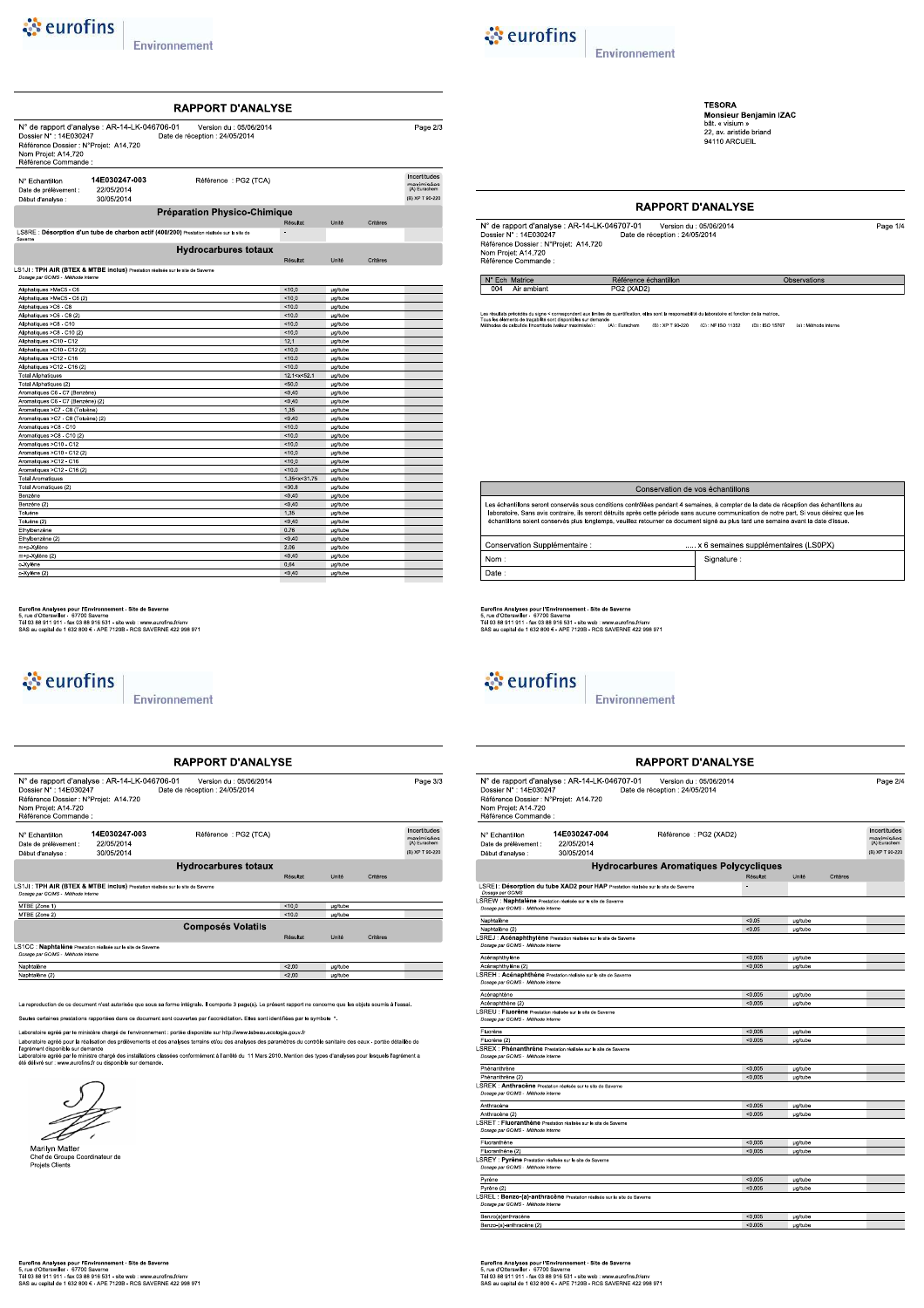# RAPPORT D'ANALYSE

N° de rapport d'analyse : AR-14-LK-046706-01 Version du : 05/06/2014 Page 2/3
Dossier N° : 14E030247 Date de réception : 24/05/2014
Référence Dossier : N°Projet: A14.720
Nom Projet: A14.720
Référence Commande :

N° Echantillon 14E030247-003 Référence : PG2 (TCA)
Date de prélèvement : 22/05/2014
Début d'analyse : 30/05/2014

Incertitudes maximisées (A) Eurachem (B) XP T 90-220

## Préparation Physico-Chimique

| | Résultat | Unité | Critères | |
|---|---|---|---|---|
| LS8RE : **Désorption d'un tube de charbon actif (400/200)** Prestation réalisée sur le site de Saverne | - | | | |

## Hydrocarbures totaux

LS1JI : **TPH AIR (BTEX & MTBE inclus)** Prestation réalisée sur le site de Saverne
*Dosage par GC/MS - Méthode interne*

| | Résultat | Unité | Critères | |
|---|---|---|---|---|
| Aliphatiques >MeC5 - C6 | <10,0 | µg/tube | | |
| Aliphatiques >MeC5 - C6 (2) | <10,0 | µg/tube | | |
| Aliphatiques >C6 - C8 | <10,0 | µg/tube | | |
| Aliphatiques >C6 - C8 (2) | <10,0 | µg/tube | | |
| Aliphatiques >C8 - C10 | <10,0 | µg/tube | | |
| Aliphatiques >C8 - C10 (2) | <10,0 | µg/tube | | |
| Aliphatiques >C10 - C12 | 12,1 | µg/tube | | |
| Aliphatiques >C10 - C12 (2) | <10,0 | µg/tube | | |
| Aliphatiques >C12 - C16 | <10,0 | µg/tube | | |
| Aliphatiques >C12 - C16 (2) | <10,0 | µg/tube | | |
| Total Aliphatiques | 12,1<x<52,1 | µg/tube | | |
| Total Aliphatiques (2) | <50,0 | µg/tube | | |
| Aromatiques C6 - C7 (Benzène) | <0,40 | µg/tube | | |
| Aromatiques C6 - C7 (Benzène) (2) | <0,40 | µg/tube | | |
| Aromatiques >C7 - C8 (Toluène) | 1,35 | µg/tube | | |
| Aromatiques >C7 - C8 (Toluène) (2) | <0,40 | µg/tube | | |
| Aromatiques >C8 - C10 | <10,0 | µg/tube | | |
| Aromatiques >C8 - C10 (2) | <10,0 | µg/tube | | |
| Aromatiques >C10 - C12 | <10,0 | µg/tube | | |
| Aromatiques >C10 - C12 (2) | <10,0 | µg/tube | | |
| Aromatiques >C12 - C16 | <10,0 | µg/tube | | |
| Aromatiques >C12 - C16 (2) | <10,0 | µg/tube | | |
| Total Aromatiques | 1,35<x<31,75 | µg/tube | | |
| Total Aromatiques (2) | <30,8 | µg/tube | | |
| Benzène | <0,40 | µg/tube | | |
| Benzène (2) | <0,40 | µg/tube | | |
| Toluène | 1,35 | µg/tube | | |
| Toluène (2) | <0,40 | µg/tube | | |
| Ethylbenzène | 0,76 | µg/tube | | |
| Ethylbenzène (2) | <0,40 | µg/tube | | |
| m+p-Xylène | 2,06 | µg/tube | | |
| m+p-Xylène (2) | <0,40 | µg/tube | | |
| o-Xylène | 0,84 | µg/tube | | |
| o-Xylène (2) | <0,40 | µg/tube | | |

Eurofins Analyses pour l'Environnement - Site de Saverne
5, rue d'Otterswiller - 67700 Saverne
Tél 03 88 911 911 - fax 03 88 916 531 - site web : www.eurofins.fr/env
SAS au capital de 1 632 800 € - APE 7120B - RCS SAVERNE 422 998 971

---

TESORA
Monsieur Benjamin IZAC
bât. « visium »
22, av. aristide briand
94110 ARCUEIL

# RAPPORT D'ANALYSE

N° de rapport d'analyse : AR-14-LK-046707-01 Version du : 05/06/2014 Page 1/4
Dossier N° : 14E030247 Date de réception : 24/05/2014
Référence Dossier : N°Projet: A14.720
Nom Projet: A14.720
Référence Commande :

| N° Ech | Matrice | Référence échantillon | Observations |
|---|---|---|---|
| 004 | Air ambiant | PG2 (XAD2) | |

Les résultats précédés du signe < correspondent aux limites de quantification, elles sont la responsabilité du laboratoire et fonction de la matrice.
Tous les éléments de traçabilité sont disponibles sur demande
Méthodes de calcul de l'incertitude (valeur maximisée) : (A) : Eurachem (B) : XP T 90-220 (C) : NF ISO 11352 (D) : ISO 15767 (e) : Méthode interne

**Conservation de vos échantillons**

Les échantillons seront conservés sous conditions contrôlées pendant 4 semaines, à compter de la date de réception des échantillons au laboratoire. Sans avis contraire, ils seront détruits après cette période sans aucune communication de notre part. Si vous désirez que les échantillons soient conservés plus longtemps, veuillez retourner ce document signé au plus tard une semaine avant la date d'issue.

Conservation Supplémentaire : ..... x 6 semaines supplémentaires (LS0PX)

Nom : Signature :

Date :

Eurofins Analyses pour l'Environnement - Site de Saverne
5, rue d'Otterswiller - 67700 Saverne
Tél 03 88 911 911 - fax 03 88 916 531 - site web : www.eurofins.fr/env
SAS au capital de 1 632 800 € - APE 7120B - RCS SAVERNE 422 998 971

---

# RAPPORT D'ANALYSE

N° de rapport d'analyse : AR-14-LK-046706-01 Version du : 05/06/2014 Page 3/3
Dossier N° : 14E030247 Date de réception : 24/05/2014
Référence Dossier : N°Projet: A14.720
Nom Projet: A14.720
Référence Commande :

N° Echantillon 14E030247-003 Référence : PG2 (TCA)
Date de prélèvement : 22/05/2014
Début d'analyse : 30/05/2014

Incertitudes maximisées (A) Eurachem (B) XP T 90-220

## Hydrocarbures totaux

LS1JI : **TPH AIR (BTEX & MTBE inclus)** Prestation réalisée sur le site de Saverne
*Dosage par GC/MS - Méthode interne*

| | Résultat | Unité | Critères | |
|---|---|---|---|---|
| MTBE (Zone 1) | <10,0 | µg/tube | | |
| MTBE (Zone 2) | <10,0 | µg/tube | | |

## Composés Volatils

LS1CC : **Naphtalène** Prestation réalisée sur le site de Saverne
*Dosage par GC/MS - Méthode interne*

| | Résultat | Unité | Critères | |
|---|---|---|---|---|
| Naphtalène | <2,00 | µg/tube | | |
| Naphtalène (2) | <2,00 | µg/tube | | |

La reproduction de ce document n'est autorisée que sous sa forme intégrale. Il comporte 3 page(s). Le présent rapport ne concerne que les objets soumis à l'essai.

Seules certaines prestations rapportées dans ce document sont couvertes par l'accréditation. Elles sont identifiées par le symbole *.

Laboratoire agréé par le ministre chargé de l'environnement : portée disponible sur http://www.labeau.ecologie.gouv.fr
Laboratoire agréé pour la réalisation des prélèvements et des analyses terrains et/ou des analyses des paramètres du contrôle sanitaire des eaux - portée détaillée de l'agrément disponible sur demande
Laboratoire agréé par le ministre chargé des installations classées conformément à l'arrêté du 11 Mars 2010. Mention des types d'analyses pour lesquels l'agrément a été délivré sur : www.eurofins.fr ou disponible sur demande.

Marilyn Matter
Chef de Groupe Coordinateur de Projets Clients

Eurofins Analyses pour l'Environnement - Site de Saverne
5, rue d'Otterswiller - 67700 Saverne
Tél 03 88 911 911 - fax 03 88 916 531 - site web : www.eurofins.fr/env
SAS au capital de 1 632 800 € - APE 7120B - RCS SAVERNE 422 998 971

---

# RAPPORT D'ANALYSE

N° de rapport d'analyse : AR-14-LK-046707-01 Version du : 05/06/2014 Page 2/4
Dossier N° : 14E030247 Date de réception : 24/05/2014
Référence Dossier : N°Projet: A14.720
Nom Projet: A14.720
Référence Commande :

N° Echantillon 14E030247-004 Référence : PG2 (XAD2)
Date de prélèvement : 22/05/2014
Début d'analyse : 30/05/2014

Incertitudes maximisées (A) Eurachem (B) XP T 90-220

## Hydrocarbures Aromatiques Polycycliques

| | Résultat | Unité | Critères | |
|---|---|---|---|---|
| LSREI : **Désorption du tube XAD2 pour HAP** Prestation réalisée sur le site de Saverne *Dosage par GC/MS* | - | | | |
| LSREW : **Naphtalène** Prestation réalisée sur le site de Saverne *Dosage par GC/MS - Méthode interne* | | | | |
| Naphtalène | <0,05 | µg/tube | | |
| Naphtalène (2) | <0,05 | µg/tube | | |
| LSREJ : **Acénaphthylène** Prestation réalisée sur le site de Saverne *Dosage par GC/MS - Méthode interne* | | | | |
| Acénaphthylène | <0,005 | µg/tube | | |
| Acénaphthylène (2) | <0,005 | µg/tube | | |
| LSREH : **Acénaphthène** Prestation réalisée sur le site de Saverne *Dosage par GC/MS - Méthode interne* | | | | |
| Acénaphtène | <0,005 | µg/tube | | |
| Acénaphtène (2) | <0,005 | µg/tube | | |
| LSREU : **Fluorène** Prestation réalisée sur le site de Saverne *Dosage par GC/MS - Méthode interne* | | | | |
| Fluorène | <0,005 | µg/tube | | |
| Fluorène (2) | <0,005 | µg/tube | | |
| LSREX : **Phénanthrène** Prestation réalisée sur le site de Saverne *Dosage par GC/MS - Méthode interne* | | | | |
| Phénanthrène | <0,005 | µg/tube | | |
| Phénanthrène (2) | <0,005 | µg/tube | | |
| LSREK : **Anthracène** Prestation réalisée sur le site de Saverne *Dosage par GC/MS - Méthode interne* | | | | |
| Anthracène | <0,005 | µg/tube | | |
| Anthracène (2) | <0,005 | µg/tube | | |
| LSRET : **Fluoranthène** Prestation réalisée sur le site de Saverne *Dosage par GC/MS - Méthode interne* | | | | |
| Fluoranthène | <0,005 | µg/tube | | |
| Fluoranthène (2) | <0,005 | µg/tube | | |
| LSREY : **Pyrène** Prestation réalisée sur le site de Saverne *Dosage par GC/MS - Méthode interne* | | | | |
| Pyrène | <0,005 | µg/tube | | |
| Pyrène (2) | <0,005 | µg/tube | | |
| LSREL : **Benzo-(a)-anthracène** Prestation réalisée sur le site de Saverne *Dosage par GC/MS - Méthode interne* | | | | |
| Benzo(a)anthracène | <0,005 | µg/tube | | |
| Benzo-(a)-anthracène (2) | <0,005 | µg/tube | | |

Eurofins Analyses pour l'Environnement - Site de Saverne
5, rue d'Otterswiller - 67700 Saverne
Tél 03 88 911 911 - fax 03 88 916 531 - site web : www.eurofins.fr/env
SAS au capital de 1 632 800 € - APE 7120B - RCS SAVERNE 422 998 971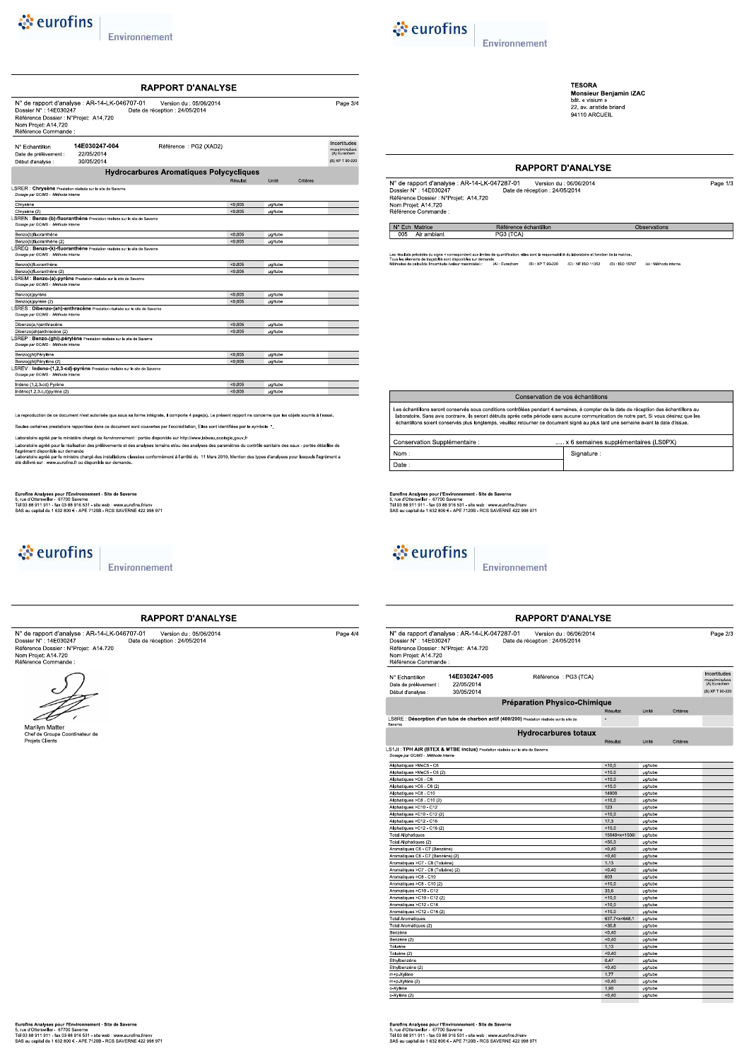## RAPPORT D'ANALYSE

N° de rapport d'analyse : AR-14-LK-046707-01 Version du : 05/06/2014
Dossier N° : 14E030247 Date de réception : 24/05/2014
Référence Dossier : N°Projet: A14.720
Nom Projet: A14.720
Référence Commande :

N° Echantillon **14E030247-004** Référence : PG2 (XAD2)
Date de prélèvement : 22/05/2014
Début d'analyse : 30/05/2014

Incertitudes maximisées (A) Eurachem (B) XP T 90-220

### Hydrocarbures Aromatiques Polycycliques

| | Résultat | Unité | Critères |
|---|---|---|---|
| **LSRER : Chrysène** Prestation réalisée sur le site de Saverne — *Dosage par GC/MS - Méthode interne* | | | |
| Chrysène | <0,005 | µg/tube | |
| Chrysène (2) | <0,005 | µg/tube | |
| **LSREN : Benzo-(b)-fluoranthène** Prestation réalisée sur le site de Saverne — *Dosage par GC/MS - Méthode interne* | | | |
| Benzo(b)fluoranthène | <0,005 | µg/tube | |
| Benzo(b)fluoranthène (2) | <0,005 | µg/tube | |
| **LSREQ : Benzo-(k)-fluoranthène** Prestation réalisée sur le site de Saverne — *Dosage par GC/MS - Méthode interne* | | | |
| Benzo(k)fluoranthène | <0,005 | µg/tube | |
| Benzo(k)fluoranthène (2) | <0,005 | µg/tube | |
| **LSREM : Benzo-(a)-pyrène** Prestation réalisée sur le site de Saverne — *Dosage par GC/MS - Méthode interne* | | | |
| Benzo(a)pyrène | <0,005 | µg/tube | |
| Benzo(a)pyrène (2) | <0,005 | µg/tube | |
| **LSRES : Dibenzo-(ah)-anthracène** Prestation réalisée sur le site de Saverne — *Dosage par GC/MS - Méthode interne* | | | |
| Dibenzo(a,h)anthracène | <0,005 | µg/tube | |
| Dibenzo(ah)anthracène (2) | <0,005 | µg/tube | |
| **LSREP : Benzo-(ghi)-pérylène** Prestation réalisée sur le site de Saverne — *Dosage par GC/MS - Méthode interne* | | | |
| Benzo(ghi)Pérylène | <0,005 | µg/tube | |
| Benzo(ghi)Pérylène (2) | <0,005 | µg/tube | |
| **LSREV : Indeno-(1,2,3-cd)-pyrène** Prestation réalisée sur le site de Saverne — *Dosage par GC/MS - Méthode interne* | | | |
| Indeno (1,2,3-cd) Pyrène | <0,005 | µg/tube | |
| Indéno(1,2,3-c,d)pyrène (2) | <0,005 | µg/tube | |

La reproduction de ce document n'est autorisée que sous sa forme intégrale. Il comporte 4 page(s). Le présent rapport ne concerne que les objets soumis à l'essai.

Seules certaines prestations rapportées dans ce document sont couvertes par l'accréditation. Elles sont identifiées par le symbole *.

Laboratoire agréé par le ministre chargé de l'environnement : portée disponible sur http://www.labeau.ecologie.gouv.fr
Laboratoire agréé pour la réalisation des prélèvements et des analyses terrains et/ou des analyses des paramètres du contrôle sanitaire des eaux - portée détaillée de l'agrément disponible sur demande
Laboratoire agréé par le ministre chargé des installations classées conformément à l'arrêté du 11 Mars 2010. Mention des types d'analyses pour lesquels l'agrément a été délivré sur : www.eurofins.fr ou disponible sur demande.

## RAPPORT D'ANALYSE

N° de rapport d'analyse : AR-14-LK-046707-01 Version du : 05/06/2014
Dossier N° : 14E030247 Date de réception : 24/05/2014
Référence Dossier : N°Projet: A14.720
Nom Projet: A14.720
Référence Commande :

Marilyn Matter
Chef de Groupe Coordinateur de Projets Clients

---

TESORA
**Monsieur Benjamin IZAC**
bât. « visium »
22, av. aristide briand
94110 ARCUEIL

## RAPPORT D'ANALYSE

N° de rapport d'analyse : AR-14-LK-047287-01 Version du : 06/06/2014
Dossier N° : 14E030247 Date de réception : 24/05/2014
Référence Dossier : N°Projet: A14.720
Nom Projet: A14.720
Référence Commande :

| N° Ech | Matrice | Référence échantillon | Observations |
|---|---|---|---|
| 005 | Air ambiant | PG3 (TCA) | |

Les résultats précédés du signe < correspondent aux limites de quantification, elles sont la responsabilité du laboratoire et fonction de la matrice.
Tous les éléments de traçabilité sont disponibles sur demande
Méthodes de calcul de l'incertitude (valeur maximisée) : (A) : Eurachem (B) : XP T 90-220 (C) : NF ISO 11352 (D) : ISO 15767 (a) : Méthode interne

### Conservation de vos échantillons

Les échantillons seront conservés sous conditions contrôlées pendant 4 semaines, à compter de la date de réception des échantillons au laboratoire. Sans avis contraire, ils seront détruits après cette période sans aucune communication de notre part. Si vous désirez que les échantillons soient conservés plus longtemps, veuillez retourner ce document signé au plus tard une semaine avant la date d'issue.

| Conservation Supplémentaire : | ..... x 6 semaines supplémentaires (LS0PX) |
|---|---|
| Nom : | Signature : |
| Date : | |

## RAPPORT D'ANALYSE

N° de rapport d'analyse : AR-14-LK-047287-01 Version du : 06/06/2014
Dossier N° : 14E030247 Date de réception : 24/05/2014
Référence Dossier : N°Projet: A14.720
Nom Projet: A14.720
Référence Commande :

N° Echantillon **14E030247-005** Référence : PG3 (TCA)
Date de prélèvement : 22/05/2014
Début d'analyse : 30/05/2014

Incertitudes maximisées (A) Eurachem (B) XP T 90-220

### Préparation Physico-Chimique

| | Résultat | Unité | Critères |
|---|---|---|---|
| **LS8RE : Désorption d'un tube de charbon actif (400/200)** Prestation réalisée sur le site de Saverne | - | | |

### Hydrocarbures totaux

| | Résultat | Unité | Critères |
|---|---|---|---|
| **LS1JI : TPH AIR (BTEX & MTBE inclus)** Prestation réalisée sur le site de Saverne — *Dosage par GC/MS - Méthode interne* | | | |
| Aliphatiques >MeC5 - C6 | <10,0 | µg/tube | |
| Aliphatiques >MeC5 - C6 (2) | <10,0 | µg/tube | |
| Aliphatiques >C6 - C8 | <10,0 | µg/tube | |
| Aliphatiques >C6 - C8 (2) | <10,0 | µg/tube | |
| Aliphatiques >C8 - C10 | 14900 | µg/tube | |
| Aliphatiques >C8 - C10 (2) | <10,0 | µg/tube | |
| Aliphatiques >C10 - C12 | 123 | µg/tube | |
| Aliphatiques >C10 - C12 (2) | <10,0 | µg/tube | |
| Aliphatiques >C12 - C16 | 17,3 | µg/tube | |
| Aliphatiques >C12 - C16 (2) | <10,0 | µg/tube | |
| Total Aliphatiques | 15040<x<15061 | µg/tube | |
| Total Aliphatiques (2) | <50,0 | µg/tube | |
| Aromatiques C6 - C7 (Benzène) | <0,40 | µg/tube | |
| Aromatiques C6 - C7 (Benzène) (2) | <0,40 | µg/tube | |
| Aromatiques >C7 - C8 (Toluène) | 1,13 | µg/tube | |
| Aromatiques >C7 - C8 (Toluène) (2) | <0,40 | µg/tube | |
| Aromatiques >C8 - C10 | 603 | µg/tube | |
| Aromatiques >C8 - C10 (2) | <10,0 | µg/tube | |
| Aromatiques >C10 - C12 | 33,6 | µg/tube | |
| Aromatiques >C10 - C12 (2) | <10,0 | µg/tube | |
| Aromatiques >C12 - C16 | <10,0 | µg/tube | |
| Aromatiques >C12 - C16 (2) | <10,0 | µg/tube | |
| Total Aromatiques | 637,7<x<648,1 | µg/tube | |
| Total Aromatiques (2) | <30,8 | µg/tube | |
| Benzène | <0,40 | µg/tube | |
| Benzène (2) | <0,40 | µg/tube | |
| Toluène | 1,13 | µg/tube | |
| Toluène (2) | <0,40 | µg/tube | |
| Ethylbenzène | 0,47 | µg/tube | |
| Ethylbenzène (2) | <0,40 | µg/tube | |
| m+p-Xylène | 1,77 | µg/tube | |
| m+p-Xylène (2) | <0,40 | µg/tube | |
| o-Xylène | 1,90 | µg/tube | |
| o-Xylène (2) | <0,40 | µg/tube | |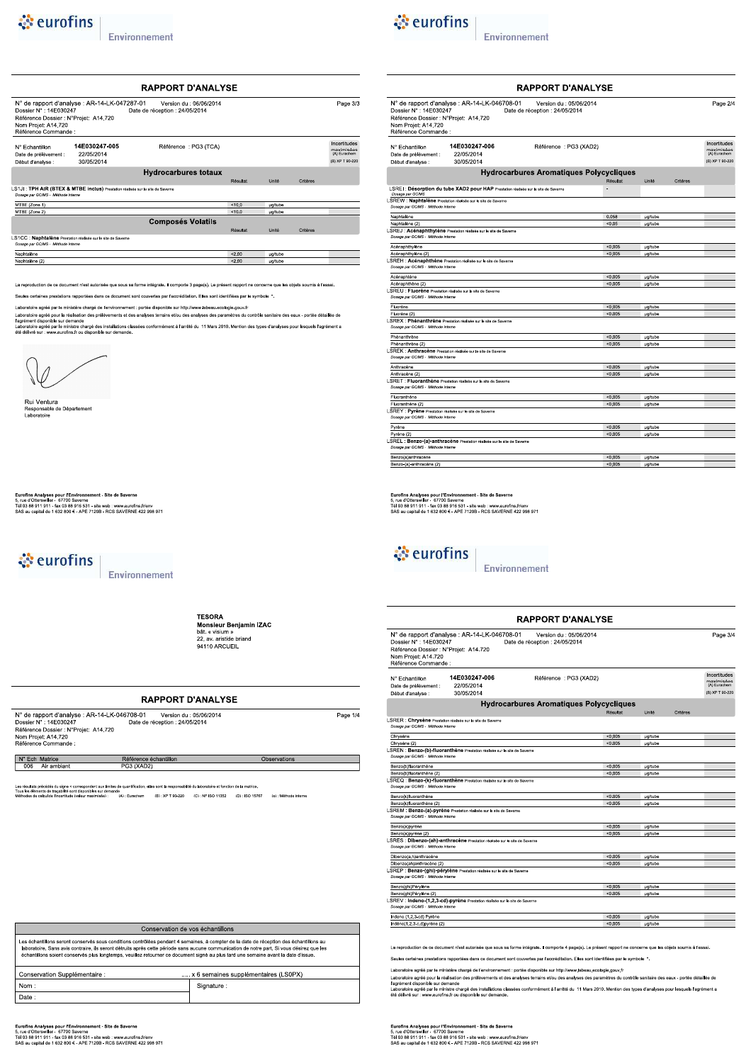## RAPPORT D'ANALYSE

N° de rapport d'analyse : AR-14-LK-047287-01 Version du : 06/06/2014
Dossier N° : 14E030247 Date de réception : 24/05/2014
Référence Dossier : N°Projet: A14.720
Nom Projet: A14.720
Référence Commande :

N° Echantillon **14E030247-005** Référence : PG3 (TCA)
Date de prélèvement : 22/05/2014
Début d'analyse : 30/05/2014

Incertitudes maximisées (A) Eurachem (B) XP T 90-220

### Hydrocarbures totaux

| | Résultat | Unité | Critères |
|---|---|---|---|
| **LS1JI : TPH AIR (BTEX & MTBE inclus)** Prestation réalisée sur le site de Saverne *Dosage par GC/MS - Méthode interne* | | | |
| MTBE (Zone 1) | <10,0 | µg/tube | |
| MTBE (Zone 2) | <10,0 | µg/tube | |

### Composés Volatils

| | Résultat | Unité | Critères |
|---|---|---|---|
| **LS1CC : Naphtalène** Prestation réalisée sur le site de Saverne *Dosage par GC/MS - Méthode interne* | | | |
| Naphtalène | <2,00 | µg/tube | |
| Naphtalène (2) | <2,00 | µg/tube | |

La reproduction de ce document n'est autorisée que sous sa forme intégrale. Il comporte 3 page(s). Le présent rapport ne concerne que les objets soumis à l'essai.

Seules certaines prestations rapportées dans ce document sont couvertes par l'accréditation. Elles sont identifiées par le symbole *.

Laboratoire agréé par le ministère chargé de l'environnement : portée disponible sur http://www.labeau.ecologie.gouv.fr

Laboratoire agréé pour la réalisation des prélèvements et des analyses terrains et/ou des analyses des paramètres du contrôle sanitaire des eaux - portée détaillée de l'agrément disponible sur demande

Laboratoire agréé par le ministre chargé des installations classées conformément à l'arrêté du 11 Mars 2010. Mention des types d'analyses pour lesquels l'agrément a été délivré sur : www.eurofins.fr ou disponible sur demande.

Rui Ventura
Responsable de Département
Laboratoire

---

## RAPPORT D'ANALYSE

N° de rapport d'analyse : AR-14-LK-046708-01 Version du : 05/06/2014
Dossier N° : 14E030247 Date de réception : 24/05/2014
Référence Dossier : N°Projet: A14.720
Nom Projet: A14.720
Référence Commande :

N° Echantillon **14E030247-006** Référence : PG3 (XAD2)
Date de prélèvement : 22/05/2014
Début d'analyse : 30/05/2014

Incertitudes maximisées (A) Eurachem (B) XP T 90-220

### Hydrocarbures Aromatiques Polycycliques

| | Résultat | Unité | Critères |
|---|---|---|---|
| **LSREI : Désorption du tube XAD2 pour HAP** Prestation réalisée sur le site de Saverne *Dosage par GC/MS* | - | | |
| **LSREW : Naphtalène** Prestation réalisée sur le site de Saverne *Dosage par GC/MS - Méthode interne* | | | |
| Naphtalène | 0,058 | µg/tube | |
| Naphtalène (2) | <0,05 | µg/tube | |
| **LSREJ : Acénaphthylène** Prestation réalisée sur le site de Saverne *Dosage par GC/MS - Méthode interne* | | | |
| Acénaphthylène | <0,005 | µg/tube | |
| Acénaphthylène (2) | <0,005 | µg/tube | |
| **LSREH : Acénaphthène** Prestation réalisée sur le site de Saverne *Dosage par GC/MS - Méthode interne* | | | |
| Acénaphthène | <0,005 | µg/tube | |
| Acénaphthène (2) | <0,005 | µg/tube | |
| **LSREU : Fluorène** Prestation réalisée sur le site de Saverne *Dosage par GC/MS - Méthode interne* | | | |
| Fluorène | <0,005 | µg/tube | |
| Fluorène (2) | <0,005 | µg/tube | |
| **LSREX : Phénanthrène** Prestation réalisée sur le site de Saverne *Dosage par GC/MS - Méthode interne* | | | |
| Phénanthrène | <0,005 | µg/tube | |
| Phénanthrène (2) | <0,005 | µg/tube | |
| **LSREK : Anthracène** Prestation réalisée sur le site de Saverne *Dosage par GC/MS - Méthode interne* | | | |
| Anthracène | <0,005 | µg/tube | |
| Anthracène (2) | <0,005 | µg/tube | |
| **LSRET : Fluoranthène** Prestation réalisée sur le site de Saverne *Dosage par GC/MS - Méthode interne* | | | |
| Fluoranthène | <0,005 | µg/tube | |
| Fluoranthène (2) | <0,005 | µg/tube | |
| **LSREY : Pyrène** Prestation réalisée sur le site de Saverne *Dosage par GC/MS - Méthode interne* | | | |
| Pyrène | <0,005 | µg/tube | |
| Pyrène (2) | <0,005 | µg/tube | |
| **LSREL : Benzo-(a)-anthracène** Prestation réalisée sur le site de Saverne *Dosage par GC/MS - Méthode interne* | | | |
| Benzo(a)anthracène | <0,005 | µg/tube | |
| Benzo-(a)-anthracène (2) | <0,005 | µg/tube | |

---

TESORA
**Monsieur Benjamin IZAC**
bât. « visium »
22, av. aristide briand
94110 ARCUEIL

## RAPPORT D'ANALYSE

N° de rapport d'analyse : AR-14-LK-046708-01 Version du : 05/06/2014
Dossier N° : 14E030247 Date de réception : 24/05/2014
Référence Dossier : N°Projet: A14.720
Nom Projet: A14.720
Référence Commande :

| N° Ech | Matrice | Référence échantillon | Observations |
|---|---|---|---|
| 006 | Air ambiant | PG3 (XAD2) | |

Les résultats précédés du signe < correspondent aux limites de quantification, elles sont la responsabilité du laboratoire et fonction de la matrice.
Tous les éléments de traçabilité sont disponibles sur demande
Méthodes de calcul de l'incertitude (valeur maximisée) : (A) : Eurachem (B) : XP T 90-220 (C) : NF ISO 11352 (D) : ISO 15767 (e) : Méthode interne

**Conservation de vos échantillons**

Les échantillons seront conservés sous conditions contrôlées pendant 4 semaines, à compter de la date de réception des échantillons au laboratoire. Sans avis contraire, ils seront détruits après cette période sans aucune communication de notre part. Si vous désirez que les échantillons soient conservés plus longtemps, veuillez retourner ce document signé au plus tard une semaine avant la date d'issue.

Conservation Supplémentaire : ..... x 6 semaines supplémentaires (LS0PX)

Nom :
Date :
Signature :

---

## RAPPORT D'ANALYSE

N° de rapport d'analyse : AR-14-LK-046708-01 Version du : 05/06/2014
Dossier N° : 14E030247 Date de réception : 24/05/2014
Référence Dossier : N°Projet: A14.720
Nom Projet: A14.720
Référence Commande :

N° Echantillon **14E030247-006** Référence : PG3 (XAD2)
Date de prélèvement : 22/05/2014
Début d'analyse : 30/05/2014

Incertitudes maximisées (A) Eurachem (B) XP T 90-220

### Hydrocarbures Aromatiques Polycycliques

| | Résultat | Unité | Critères |
|---|---|---|---|
| **LSRER : Chrysène** Prestation réalisée sur le site de Saverne *Dosage par GC/MS - Méthode interne* | | | |
| Chrysène | <0,005 | µg/tube | |
| Chrysène (2) | <0,005 | µg/tube | |
| **LSREN : Benzo-(b)-fluoranthène** Prestation réalisée sur le site de Saverne *Dosage par GC/MS - Méthode interne* | | | |
| Benzo(b)fluoranthène | <0,005 | µg/tube | |
| Benzo(b)fluoranthène (2) | <0,005 | µg/tube | |
| **LSREQ : Benzo-(k)-fluoranthène** Prestation réalisée sur le site de Saverne *Dosage par GC/MS - Méthode interne* | | | |
| Benzo(k)fluoranthène | <0,005 | µg/tube | |
| Benzo(k)fluoranthène (2) | <0,005 | µg/tube | |
| **LSREM : Benzo-(a)-pyrène** Prestation réalisée sur le site de Saverne *Dosage par GC/MS - Méthode interne* | | | |
| Benzo(a)pyrène | <0,005 | µg/tube | |
| Benzo(a)pyrène (2) | <0,005 | µg/tube | |
| **LSRES : Dibenzo-(ah)-anthracène** Prestation réalisée sur le site de Saverne *Dosage par GC/MS - Méthode interne* | | | |
| Dibenzo(a,h)anthracène | <0,005 | µg/tube | |
| Dibenzo(ah)anthracène (2) | <0,005 | µg/tube | |
| **LSREP : Benzo-(ghi)-pérylène** Prestation réalisée sur le site de Saverne *Dosage par GC/MS - Méthode interne* | | | |
| Benzo(ghi)Pérylène | <0,005 | µg/tube | |
| Benzo(ghi)Pérylène (2) | <0,005 | µg/tube | |
| **LSREV : Indeno-(1,2,3-cd)-pyrène** Prestation réalisée sur le site de Saverne *Dosage par GC/MS - Méthode interne* | | | |
| Indeno (1,2,3-cd) Pyrène | <0,005 | µg/tube | |
| Indéno(1,2,3-c,d)pyrène (2) | <0,005 | µg/tube | |

La reproduction de ce document n'est autorisée que sous sa forme intégrale. Il comporte 4 page(s). Le présent rapport ne concerne que les objets soumis à l'essai.

Seules certaines prestations rapportées dans ce document sont couvertes par l'accréditation. Elles sont identifiées par le symbole *.

Laboratoire agréé par le ministère chargé de l'environnement : portée disponible sur http://www.labeau.ecologie.gouv.fr

Laboratoire agréé pour la réalisation des prélèvements et des analyses terrains et/ou des analyses des paramètres du contrôle sanitaire des eaux - portée détaillée de l'agrément disponible sur demande

Laboratoire agréé par le ministre chargé des installations classées conformément à l'arrêté du 11 Mars 2010. Mention des types d'analyses pour lesquels l'agrément a été délivré sur : www.eurofins.fr ou disponible sur demande.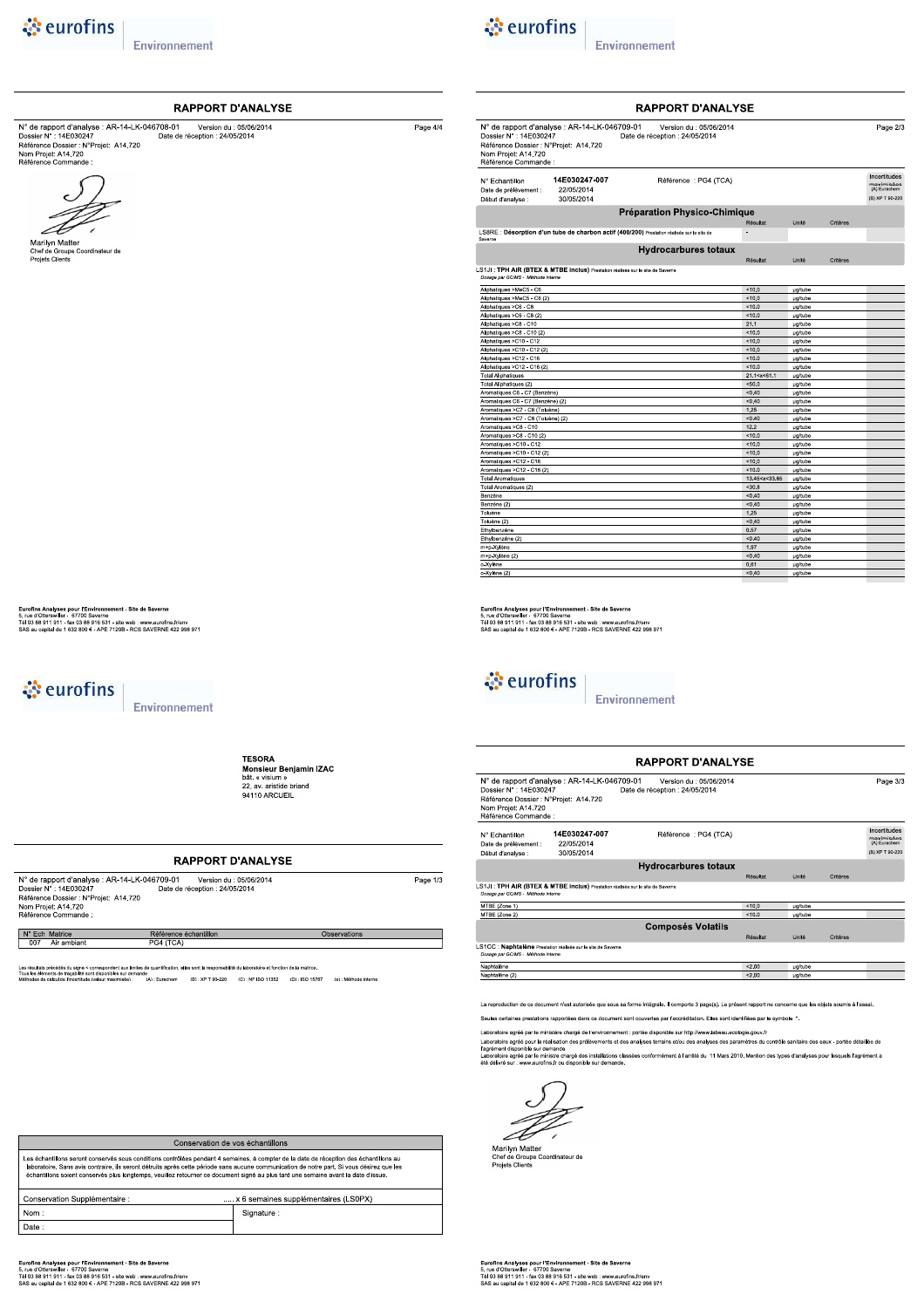# RAPPORT D'ANALYSE

N° de rapport d'analyse : AR-14-LK-046708-01 Version du : 05/06/2014
Dossier N° : 14E030247 Date de réception : 24/05/2014
Référence Dossier : N°Projet: A14.720
Nom Projet: A14.720
Référence Commande :

Marilyn Matter
Chef de Groupe Coordinateur de Projets Clients

Eurofins Analyses pour l'Environnement - Site de Saverne
5, rue d'Otterswiller - 67700 Saverne
Tél 03 88 911 911 - fax 03 88 916 531 - site web : www.eurofins.fr/env
SAS au capital de 1 632 800 € - APE 7120B - RCS SAVERNE 422 998 971

---

**TESORA**
**Monsieur Benjamin IZAC**
bât. « visium »
22, av. aristide briand
94110 ARCUEIL

# RAPPORT D'ANALYSE

N° de rapport d'analyse : AR-14-LK-046709-01 Version du : 05/06/2014
Dossier N° : 14E030247 Date de réception : 24/05/2014
Référence Dossier : N°Projet: A14.720
Nom Projet: A14.720
Référence Commande :

| N° Ech | Matrice | Référence échantillon | Observations |
|---|---|---|---|
| 007 | Air ambiant | PG4 (TCA) | |

Les résultats précédés du signe < correspondent aux limites de quantification, elles sont la responsabilité du laboratoire et fonction de la matrice.
Tous les éléments de traçabilité sont disponibles sur demande
Méthodes de calcul de l'incertitude (valeur maximisée) : (A) : Eurachem (B) : XP T 90-220 (C) : NF ISO 11352 (D) : ISO 15767 (e) : Méthode interne

| Conservation de vos échantillons | |
|---|---|
| Les échantillons seront conservés sous conditions contrôlées pendant 4 semaines, à compter de la date de réception des échantillons au laboratoire. Sans avis contraire, ils seront détruits après cette période sans aucune communication de notre part. Si vous désirez que les échantillons soient conservés plus longtemps, veuillez retourner ce document signé au plus tard une semaine avant la date d'issue. | |
| Conservation Supplémentaire : | ..... x 6 semaines supplémentaires (LS0PX) |
| Nom : | Signature : |
| Date : | |

Eurofins Analyses pour l'Environnement - Site de Saverne
5, rue d'Otterswiller - 67700 Saverne
Tél 03 88 911 911 - fax 03 88 916 531 - site web : www.eurofins.fr/env
SAS au capital de 1 632 800 € - APE 7120B - RCS SAVERNE 422 998 971

---

# RAPPORT D'ANALYSE

N° de rapport d'analyse : AR-14-LK-046709-01 Version du : 05/06/2014
Dossier N° : 14E030247 Date de réception : 24/05/2014
Référence Dossier : N°Projet: A14.720
Nom Projet: A14.720
Référence Commande :

N° Echantillon : 14E030247-007 Référence : PG4 (TCA)
Date de prélèvement : 22/05/2014
Début d'analyse : 30/05/2014

Incertitudes maximisées (A) Eurachem (B) XP T 90-220

## Préparation Physico-Chimique

| | Résultat | Unité | Critères |
|---|---|---|---|
| LS8RE : **Désorption d'un tube de charbon actif (400/200)** Prestation réalisée sur le site de Saverne | - | | |

## Hydrocarbures totaux

LS1JI : **TPH AIR (BTEX & MTBE inclus)** Prestation réalisée sur le site de Saverne
*Dosage par GC/MS - Méthode interne*

| | Résultat | Unité | Critères |
|---|---|---|---|
| Aliphatiques >MeC5 - C6 | <10,0 | µg/tube | |
| Aliphatiques >MeC5 - C6 (2) | <10,0 | µg/tube | |
| Aliphatiques >C6 - C8 | <10,0 | µg/tube | |
| Aliphatiques >C6 - C8 (2) | <10,0 | µg/tube | |
| Aliphatiques >C8 - C10 | 21,1 | µg/tube | |
| Aliphatiques >C8 - C10 (2) | <10,0 | µg/tube | |
| Aliphatiques >C10 - C12 | <10,0 | µg/tube | |
| Aliphatiques >C10 - C12 (2) | <10,0 | µg/tube | |
| Aliphatiques >C12 - C16 | <10,0 | µg/tube | |
| Aliphatiques >C12 - C16 (2) | <10,0 | µg/tube | |
| Total Aliphatiques | 21,1<x<61,1 | µg/tube | |
| Total Aliphatiques (2) | <50,0 | µg/tube | |
| Aromatiques C6 - C7 (Benzène) | <0,40 | µg/tube | |
| Aromatiques C6 - C7 (Benzène) (2) | <0,40 | µg/tube | |
| Aromatiques >C7 - C8 (Toluène) | 1,25 | µg/tube | |
| Aromatiques >C7 - C8 (Toluène) (2) | <0,40 | µg/tube | |
| Aromatiques >C8 - C10 | 12,2 | µg/tube | |
| Aromatiques >C8 - C10 (2) | <10,0 | µg/tube | |
| Aromatiques >C10 - C12 | <10,0 | µg/tube | |
| Aromatiques >C10 - C12 (2) | <10,0 | µg/tube | |
| Aromatiques >C12 - C16 | <10,0 | µg/tube | |
| Aromatiques >C12 - C16 (2) | <10,0 | µg/tube | |
| Total Aromatiques | 13,45<x<33,85 | µg/tube | |
| Total Aromatiques (2) | <30,8 | µg/tube | |
| Benzène | <0,40 | µg/tube | |
| Benzène (2) | <0,40 | µg/tube | |
| Toluène | 1,25 | µg/tube | |
| Toluène (2) | <0,40 | µg/tube | |
| Ethylbenzène | 0,57 | µg/tube | |
| Ethylbenzène (2) | <0,40 | µg/tube | |
| m+p-Xylène | 1,97 | µg/tube | |
| m+p-Xylène (2) | <0,40 | µg/tube | |
| o-Xylène | 0,61 | µg/tube | |
| o-Xylène (2) | <0,40 | µg/tube | |

Eurofins Analyses pour l'Environnement - Site de Saverne
5, rue d'Otterswiller - 67700 Saverne
Tél 03 88 911 911 - fax 03 88 916 531 - site web : www.eurofins.fr/env
SAS au capital de 1 632 800 € - APE 7120B - RCS SAVERNE 422 998 971

---

# RAPPORT D'ANALYSE

N° de rapport d'analyse : AR-14-LK-046709-01 Version du : 05/06/2014
Dossier N° : 14E030247 Date de réception : 24/05/2014
Référence Dossier : N°Projet: A14.720
Nom Projet: A14.720
Référence Commande :

N° Echantillon : 14E030247-007 Référence : PG4 (TCA)
Date de prélèvement : 22/05/2014
Début d'analyse : 30/05/2014

Incertitudes maximisées (A) Eurachem (B) XP T 90-220

## Hydrocarbures totaux

LS1JI : **TPH AIR (BTEX & MTBE inclus)** Prestation réalisée sur le site de Saverne
*Dosage par GC/MS - Méthode interne*

| | Résultat | Unité | Critères |
|---|---|---|---|
| MTBE (Zone 1) | <10,0 | µg/tube | |
| MTBE (Zone 2) | <10,0 | µg/tube | |

## Composés Volatils

LS1CC : **Naphtalène** Prestation réalisée sur le site de Saverne
*Dosage par GC/MS - Méthode interne*

| | Résultat | Unité | Critères |
|---|---|---|---|
| Naphtalène | <2,00 | µg/tube | |
| Naphtalène (2) | <2,00 | µg/tube | |

La reproduction de ce document n'est autorisée que sous sa forme intégrale. Il comporte 3 page(s). Le présent rapport ne concerne que les objets soumis à l'essai.

Seules certaines prestations rapportées dans ce document sont couvertes par l'accréditation. Elles sont identifiées par le symbole *.

Laboratoire agréé par le ministère chargé de l'environnement : portée disponible sur http://www.labeau.ecologie.gouv.fr
Laboratoire agréé pour la réalisation des prélèvements et des analyses terrains et/ou des analyses des paramètres du contrôle sanitaire des eaux - portée détaillée de l'agrément disponible sur demande
Laboratoire agréé par le ministre chargé des installations classées conformément à l'arrêté du 11 Mars 2010. Mention des types d'analyses pour lesquels l'agrément a été délivré sur : www.eurofins.fr ou disponible sur demande.

Marilyn Matter
Chef de Groupe Coordinateur de Projets Clients

Eurofins Analyses pour l'Environnement - Site de Saverne
5, rue d'Otterswiller - 67700 Saverne
Tél 03 88 911 911 - fax 03 88 916 531 - site web : www.eurofins.fr/env
SAS au capital de 1 632 800 € - APE 7120B - RCS SAVERNE 422 998 971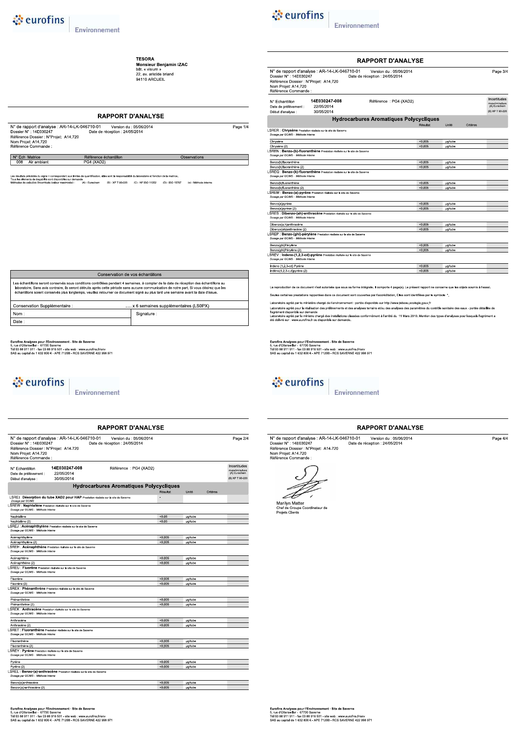**TESORA**
**Monsieur Benjamin IZAC**
bât. « visium »
22, av. aristide briand
94110 ARCUEIL

## RAPPORT D'ANALYSE

N° de rapport d'analyse : AR-14-LK-046710-01 Version du : 05/06/2014
Dossier N° : 14E030247 Date de réception : 24/05/2014
Référence Dossier : N°Projet: A14.720
Nom Projet: A14.720
Référence Commande :

| N° Ech | Matrice | Référence échantillon | Observations |
|---|---|---|---|
| 008 | Air ambiant | PG4 (XAD2) | |

Les résultats précédés du signe < correspondent aux limites de quantification, elles sont la responsabilité du laboratoire et fonction de la matrice.
Tous les éléments de traçabilité sont disponibles sur demande
Méthodes de calcul de l'incertitude (valeur maximisée) : (A) : Eurachem (B) : XP T 90-220 (C) : NF ISO 11352 (D) : ISO 15767 (#) : Méthode interne

| Conservation de vos échantillons | |
|---|---|
| Les échantillons seront conservés sous conditions contrôlées pendant 4 semaines, à compter de la date de réception des échantillons au laboratoire. Sans avis contraire, ils seront détruits après cette période sans aucune communication de notre part. Si vous désirez que les échantillons soient conservés plus longtemps, veuillez retourner ce document signé au plus tard une semaine avant la date d'issue. | |
| Conservation Supplémentaire : | ..... x 6 semaines supplémentaires (LS0PX) |
| Nom : | Signature : |
| Date : | |

Eurofins Analyses pour l'Environnement - Site de Saverne
5, rue d'Otterswiller - 67700 Saverne
Tél 03 88 911 911 - fax 03 88 916 531 - site web : www.eurofins.fr/env
SAS au capital de 1 632 800 € - APE 7120B - RCS SAVERNE 422 998 971

## RAPPORT D'ANALYSE

N° de rapport d'analyse : AR-14-LK-046710-01 Version du : 05/06/2014
Dossier N° : 14E030247 Date de réception : 24/05/2014
Référence Dossier : N°Projet: A14.720
Nom Projet: A14.720
Référence Commande :

N° Echantillon : **14E030247-008** Référence : PG4 (XAD2)
Date de prélèvement : 22/05/2014
Début d'analyse : 30/05/2014

Incertitudes maximisées (A) Eurachem (B) XP T 90-220

### Hydrocarbures Aromatiques Polycycliques

| | Résultat | Unité | Critères |
|---|---|---|---|
| **LSREI : Désorption du tube XAD2 pour HAP** Prestation réalisée sur le site de Saverne — *Dosage par GC/MS* | - | | |
| **LSREW : Naphtalène** Prestation réalisée sur le site de Saverne — *Dosage par GC/MS - Méthode interne* | | | |
| Naphtalène | <0,05 | µg/tube | |
| Naphtalène (2) | <0,05 | µg/tube | |
| **LSREJ : Acénaphthylène** Prestation réalisée sur le site de Saverne — *Dosage par GC/MS - Méthode interne* | | | |
| Acénaphthylène | <0,005 | µg/tube | |
| Acénaphthylène (2) | <0,005 | µg/tube | |
| **LSREH : Acénaphthène** Prestation réalisée sur le site de Saverne — *Dosage par GC/MS - Méthode interne* | | | |
| Acénaphthène | <0,005 | µg/tube | |
| Acénaphthène (2) | <0,005 | µg/tube | |
| **LSREU : Fluorène** Prestation réalisée sur le site de Saverne — *Dosage par GC/MS - Méthode interne* | | | |
| Fluorène | <0,005 | µg/tube | |
| Fluorène (2) | <0,005 | µg/tube | |
| **LSREX : Phénanthrène** Prestation réalisée sur le site de Saverne — *Dosage par GC/MS - Méthode interne* | | | |
| Phénanthrène | <0,005 | µg/tube | |
| Phénanthrène (2) | <0,005 | µg/tube | |
| **LSREK : Anthracène** Prestation réalisée sur le site de Saverne — *Dosage par GC/MS - Méthode interne* | | | |
| Anthracène | <0,005 | µg/tube | |
| Anthracène (2) | <0,005 | µg/tube | |
| **LSRET : Fluoranthène** Prestation réalisée sur le site de Saverne — *Dosage par GC/MS - Méthode interne* | | | |
| Fluoranthène | <0,005 | µg/tube | |
| Fluoranthène (2) | <0,005 | µg/tube | |
| **LSREY : Pyrène** Prestation réalisée sur le site de Saverne — *Dosage par GC/MS - Méthode interne* | | | |
| Pyrène | <0,005 | µg/tube | |
| Pyrène (2) | <0,005 | µg/tube | |
| **LSREL : Benzo-(a)-anthracène** Prestation réalisée sur le site de Saverne — *Dosage par GC/MS - Méthode interne* | | | |
| Benzo[a]anthracène | <0,005 | µg/tube | |
| Benzo-(a)-anthracène (2) | <0,005 | µg/tube | |

Eurofins Analyses pour l'Environnement - Site de Saverne
5, rue d'Otterswiller - 67700 Saverne
Tél 03 88 911 911 - fax 03 88 916 531 - site web : www.eurofins.fr/env
SAS au capital de 1 632 800 € - APE 7120B - RCS SAVERNE 422 998 971

## RAPPORT D'ANALYSE

N° de rapport d'analyse : AR-14-LK-046710-01 Version du : 05/06/2014
Dossier N° : 14E030247 Date de réception : 24/05/2014
Référence Dossier : N°Projet: A14.720
Nom Projet: A14.720
Référence Commande :

N° Echantillon : **14E030247-008** Référence : PG4 (XAD2)
Date de prélèvement : 22/05/2014
Début d'analyse : 30/05/2014

Incertitudes maximisées (A) Eurachem (B) XP T 90-220

### Hydrocarbures Aromatiques Polycycliques

| | Résultat | Unité | Critères |
|---|---|---|---|
| **LSRER : Chrysène** Prestation réalisée sur le site de Saverne — *Dosage par GC/MS - Méthode interne* | | | |
| Chrysène | <0,005 | µg/tube | |
| Chrysène (2) | <0,005 | µg/tube | |
| **LSREN : Benzo-(b)-fluoranthène** Prestation réalisée sur le site de Saverne — *Dosage par GC/MS - Méthode interne* | | | |
| Benzo[b]fluoranthène | <0,005 | µg/tube | |
| Benzo[b]fluoranthène (2) | <0,005 | µg/tube | |
| **LSREQ : Benzo-(k)-fluoranthène** Prestation réalisée sur le site de Saverne — *Dosage par GC/MS - Méthode interne* | | | |
| Benzo[k]fluoranthène | <0,005 | µg/tube | |
| Benzo[k]fluoranthène (2) | <0,005 | µg/tube | |
| **LSREM : Benzo-(a)-pyrène** Prestation réalisée sur le site de Saverne — *Dosage par GC/MS - Méthode interne* | | | |
| Benzo(a)pyrène | <0,005 | µg/tube | |
| Benzo(a)pyrène (2) | <0,005 | µg/tube | |
| **LSRES : Dibenzo-(ah)-anthracène** Prestation réalisée sur le site de Saverne — *Dosage par GC/MS - Méthode interne* | | | |
| Dibenzo[a,h]anthracène | <0,005 | µg/tube | |
| Dibenzo(ah)anthracène (2) | <0,005 | µg/tube | |
| **LSREP : Benzo-(ghi)-pérylène** Prestation réalisée sur le site de Saverne — *Dosage par GC/MS - Méthode interne* | | | |
| Benzo(ghi)Pérylène | <0,005 | µg/tube | |
| Benzo(ghi)Pérylène (2) | <0,005 | µg/tube | |
| **LSREV : Indeno-(1,2,3-cd)-pyrène** Prestation réalisée sur le site de Saverne — *Dosage par GC/MS - Méthode interne* | | | |
| Indeno (1,2,3-cd) Pyrène | <0,005 | µg/tube | |
| Indéno(1,2,3-c,d)pyrène (2) | <0,005 | µg/tube | |

La reproduction de ce document n'est autorisée que sous sa forme intégrale. Il comporte 4 page(s). Le présent rapport ne concerne que les objets soumis à l'essai.

Seules certaines prestations rapportées dans ce document sont couvertes par l'accréditation. Elles sont identifiées par le symbole *.

Laboratoire agréé par le ministère chargé de l'environnement : portée disponible sur http://www.labeau.ecologie.gouv.fr

Laboratoire agréé pour la réalisation des prélèvements et des analyses terrains et/ou des analyses des paramètres du contrôle sanitaire des eaux - portée détaillée de l'agrément disponible sur demande

Laboratoire agréé par le ministre chargé des installations classées conformément à l'arrêté du 11 Mars 2010. Mention des types d'analyses pour lesquels l'agrément a été délivré sur : www.eurofins.fr ou disponible sur demande.

Eurofins Analyses pour l'Environnement - Site de Saverne
5, rue d'Otterswiller - 67700 Saverne
Tél 03 88 911 911 - fax 03 88 916 531 - site web : www.eurofins.fr/env
SAS au capital de 1 632 800 € - APE 7120B - RCS SAVERNE 422 998 971

## RAPPORT D'ANALYSE

N° de rapport d'analyse : AR-14-LK-046710-01 Version du : 05/06/2014
Dossier N° : 14E030247 Date de réception : 24/05/2014
Référence Dossier : N°Projet: A14.720
Nom Projet: A14.720
Référence Commande :

Marilyn Matter
Chef de Groupe Coordinateur de Projets Clients

Eurofins Analyses pour l'Environnement - Site de Saverne
5, rue d'Otterswiller - 67700 Saverne
Tél 03 88 911 911 - fax 03 88 916 531 - site web : www.eurofins.fr/env
SAS au capital de 1 632 800 € - APE 7120B - RCS SAVERNE 422 998 971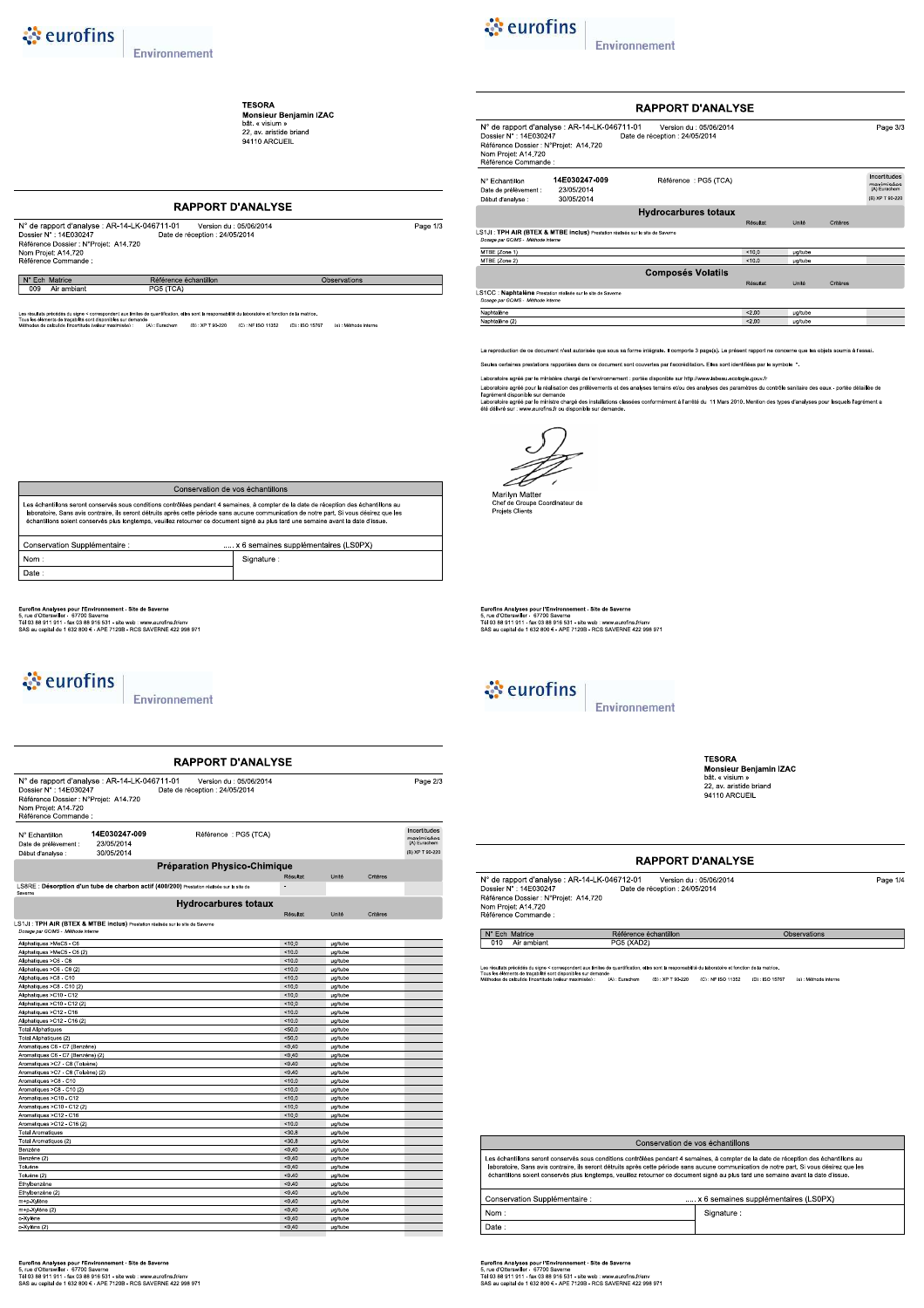TESORA
**Monsieur Benjamin IZAC**
bât. « visium »
22, av. aristide briand
94110 ARCUEIL

## RAPPORT D'ANALYSE

N° de rapport d'analyse : AR-14-LK-046711-01 Version du : 05/06/2014
Dossier N° : 14E030247 Date de réception : 24/05/2014
Référence Dossier : N°Projet: A14.720
Nom Projet: A14.720
Référence Commande :

| N° Ech | Matrice | Référence échantillon | Observations |
|---|---|---|---|
| 009 | Air ambiant | PG5 (TCA) | |

Les résultats précédés du signe < correspondent aux limites de quantification, elles sont la responsabilité du laboratoire et fonction de la matrice.
Tous les éléments de traçabilité sont disponibles sur demande
Méthodes de calcul de l'incertitude (valeur maximisée) : (A) : Eurachem (B) : XP T 90-220 (C) : NF ISO 11352 (D) : ISO 15767 (∗) : Méthode interne

| Conservation de vos échantillons | |
|---|---|
| Les échantillons seront conservés sous conditions contrôlées pendant 4 semaines, à compter de la date de réception des échantillons au laboratoire. Sans avis contraire, ils seront détruits après cette période sans aucune communication de notre part. Si vous désirez que les échantillons soient conservés plus longtemps, veuillez retourner ce document signé au plus tard une semaine avant la date d'issue. | |
| Conservation Supplémentaire : | ..... x 6 semaines supplémentaires (LS0PX) |
| Nom : | Signature : |
| Date : | |

## RAPPORT D'ANALYSE

N° de rapport d'analyse : AR-14-LK-046711-01 Version du : 05/06/2014
Dossier N° : 14E030247 Date de réception : 24/05/2014
Référence Dossier : N°Projet: A14.720
Nom Projet: A14.720
Référence Commande :

N° Echantillon : **14E030247-009** Référence : PG5 (TCA)
Date de prélèvement : 23/05/2014
Début d'analyse : 30/05/2014

Incertitudes maximisées (A) Eurachem (B) XP T 90-220

### Préparation Physico-Chimique

| | Résultat | Unité | Critères |
|---|---|---|---|
| LS8RE : **Désorption d'un tube de charbon actif (400/200)** Prestation réalisée sur le site de Saverne | - | | |

### Hydrocarbures totaux

LS1JI : **TPH AIR (BTEX & MTBE inclus)** Prestation réalisée sur le site de Saverne
*Dosage par GC/MS - Méthode interne*

| | Résultat | Unité | Critères |
|---|---|---|---|
| Aliphatiques >MeC5 - C6 | <10,0 | µg/tube | |
| Aliphatiques >MeC5 - C6 (2) | <10,0 | µg/tube | |
| Aliphatiques >C6 - C8 | <10,0 | µg/tube | |
| Aliphatiques >C6 - C8 (2) | <10,0 | µg/tube | |
| Aliphatiques >C8 - C10 | <10,0 | µg/tube | |
| Aliphatiques >C8 - C10 (2) | <10,0 | µg/tube | |
| Aliphatiques >C10 - C12 | <10,0 | µg/tube | |
| Aliphatiques >C10 - C12 (2) | <10,0 | µg/tube | |
| Aliphatiques >C12 - C16 | <10,0 | µg/tube | |
| Aliphatiques >C12 - C16 (2) | <10,0 | µg/tube | |
| Total Aliphatiques | <50,0 | µg/tube | |
| Total Aliphatiques (2) | <50,0 | µg/tube | |
| Aromatiques C6 - C7 (Benzène) | <0,40 | µg/tube | |
| Aromatiques C6 - C7 (Benzène) (2) | <0,40 | µg/tube | |
| Aromatiques >C7 - C8 (Toluène) | <0,40 | µg/tube | |
| Aromatiques >C7 - C8 (Toluène) (2) | <0,40 | µg/tube | |
| Aromatiques >C8 - C10 | <10,0 | µg/tube | |
| Aromatiques >C8 - C10 (2) | <10,0 | µg/tube | |
| Aromatiques >C10 - C12 | <10,0 | µg/tube | |
| Aromatiques >C10 - C12 (2) | <10,0 | µg/tube | |
| Aromatiques >C12 - C16 | <10,0 | µg/tube | |
| Aromatiques >C12 - C16 (2) | <10,0 | µg/tube | |
| Total Aromatiques | <30,8 | µg/tube | |
| Total Aromatiques (2) | <30,8 | µg/tube | |
| Benzène | <0,40 | µg/tube | |
| Benzène (2) | <0,40 | µg/tube | |
| Toluène | <0,40 | µg/tube | |
| Toluène (2) | <0,40 | µg/tube | |
| Ethylbenzène | <0,40 | µg/tube | |
| Ethylbenzène (2) | <0,40 | µg/tube | |
| m+p-Xylène | <0,40 | µg/tube | |
| m+p-Xylène (2) | <0,40 | µg/tube | |
| o-Xylène | <0,40 | µg/tube | |
| o-Xylène (2) | <0,40 | µg/tube | |

## RAPPORT D'ANALYSE

N° de rapport d'analyse : AR-14-LK-046711-01 Version du : 05/06/2014
Dossier N° : 14E030247 Date de réception : 24/05/2014
Référence Dossier : N°Projet: A14.720
Nom Projet: A14.720
Référence Commande :

N° Echantillon : **14E030247-009** Référence : PG5 (TCA)
Date de prélèvement : 23/05/2014
Début d'analyse : 30/05/2014

Incertitudes maximisées (A) Eurachem (B) XP T 90-220

### Hydrocarbures totaux

LS1JI : **TPH AIR (BTEX & MTBE inclus)** Prestation réalisée sur le site de Saverne
*Dosage par GC/MS - Méthode interne*

| | Résultat | Unité | Critères |
|---|---|---|---|
| MTBE (Zone 1) | <10,0 | µg/tube | |
| MTBE (Zone 2) | <10,0 | µg/tube | |

### Composés Volatils

LS1CC : **Naphtaline** Prestation réalisée sur le site de Saverne
*Dosage par GC/MS - Méthode interne*

| | Résultat | Unité | Critères |
|---|---|---|---|
| Naphtalène | <2,00 | µg/tube | |
| Naphtalène (2) | <2,00 | µg/tube | |

La reproduction de ce document n'est autorisée que sous sa forme intégrale. Il comporte 3 page(s). Le présent rapport ne concerne que les objets soumis à l'essai.

Seules certaines prestations rapportées dans ce document sont couvertes par l'accréditation. Elles sont identifiées par le symbole *.

Laboratoire agréé par le ministère chargé de l'environnement : portée disponible sur http://www.labeau.ecologie.gouv.fr

Laboratoire agréé pour la réalisation des prélèvements et des analyses terrains et/ou des analyses des paramètres du contrôle sanitaire des eaux - portée détaillée de l'agrément disponible sur demande

Laboratoire agréé par le ministre chargé des installations classées conformément à l'arrêté du 11 Mars 2010. Mention des types d'analyses pour lesquels l'agrément a été délivré sur : www.eurofins.fr ou disponible sur demande.

Marilyn Matter
Chef de Groupe Coordinateur de Projets Clients

TESORA
**Monsieur Benjamin IZAC**
bât. « visium »
22, av. aristide briand
94110 ARCUEIL

## RAPPORT D'ANALYSE

N° de rapport d'analyse : AR-14-LK-046712-01 Version du : 05/06/2014
Dossier N° : 14E030247 Date de réception : 24/05/2014
Référence Dossier : N°Projet: A14.720
Nom Projet: A14.720
Référence Commande :

| N° Ech | Matrice | Référence échantillon | Observations |
|---|---|---|---|
| 010 | Air ambiant | PG5 (XAD2) | |

Les résultats précédés du signe < correspondent aux limites de quantification, elles sont la responsabilité du laboratoire et fonction de la matrice.
Tous les éléments de traçabilité sont disponibles sur demande
Méthodes de calcul de l'incertitude (valeur maximisée) : (A) : Eurachem (B) : XP T 90-220 (C) : NF ISO 11352 (D) : ISO 15767 (∗) : Méthode interne

| Conservation de vos échantillons | |
|---|---|
| Les échantillons seront conservés sous conditions contrôlées pendant 4 semaines, à compter de la date de réception des échantillons au laboratoire. Sans avis contraire, ils seront détruits après cette période sans aucune communication de notre part. Si vous désirez que les échantillons soient conservés plus longtemps, veuillez retourner ce document signé au plus tard une semaine avant la date d'issue. | |
| Conservation Supplémentaire : | ..... x 6 semaines supplémentaires (LS0PX) |
| Nom : | Signature : |
| Date : | |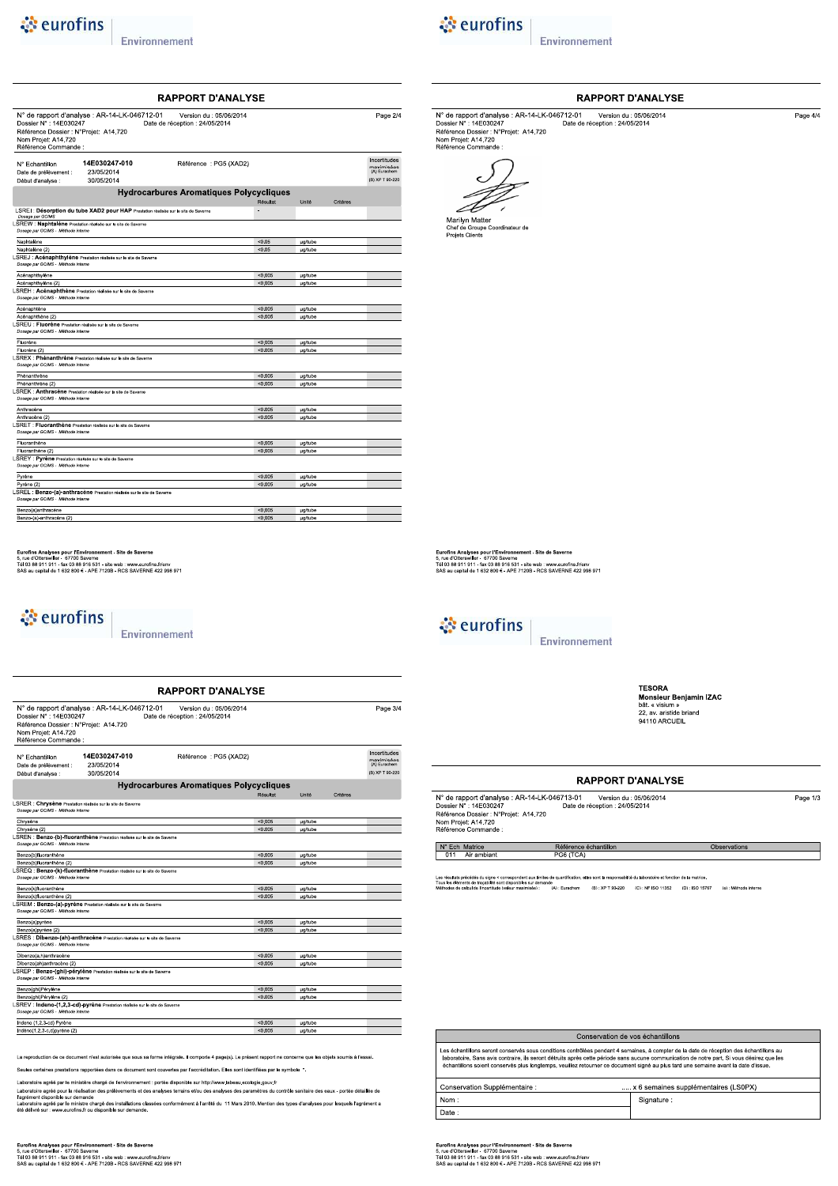# RAPPORT D'ANALYSE

N° de rapport d'analyse : AR-14-LK-046712-01 Version du : 05/06/2014
Dossier N° : 14E030247 Date de réception : 24/05/2014
Référence Dossier : N°Projet: A14.720
Nom Projet: A14.720
Référence Commande :

N° Echantillon 14E030247-010 Référence : PG5 (XAD2)
Date de prélèvement : 23/05/2014
Début d'analyse : 30/05/2014

Incertitudes maximisées (A) Eurachem (B) XP T 90-220

## Hydrocarbures Aromatiques Polycycliques

| | Résultat | Unité | Critères | |
|---|---|---|---|---|
| **LSREI : Désorption du tube XAD2 pour HAP** Prestation réalisée sur le site de Saverne *Dosage par GC/MS* | - | | | |
| **LSREW : Naphtalène** Prestation réalisée sur le site de Saverne *Dosage par GC/MS - Méthode interne* | | | | |
| Naphtalène | <0,05 | µg/tube | | |
| Naphtalène (2) | <0,05 | µg/tube | | |
| **LSREJ : Acénaphthylène** Prestation réalisée sur le site de Saverne *Dosage par GC/MS - Méthode interne* | | | | |
| Acénaphthylène | <0,005 | µg/tube | | |
| Acénaphthylène (2) | <0,005 | µg/tube | | |
| **LSREH : Acénaphthène** Prestation réalisée sur le site de Saverne *Dosage par GC/MS - Méthode interne* | | | | |
| Acénaphthène | <0,005 | µg/tube | | |
| Acénaphthène (2) | <0,005 | µg/tube | | |
| **LSREU : Fluorène** Prestation réalisée sur le site de Saverne *Dosage par GC/MS - Méthode interne* | | | | |
| Fluorène | <0,005 | µg/tube | | |
| Fluorène (2) | <0,005 | µg/tube | | |
| **LSREX : Phénanthrène** Prestation réalisée sur le site de Saverne *Dosage par GC/MS - Méthode interne* | | | | |
| Phénanthrène | <0,005 | µg/tube | | |
| Phénanthrène (2) | <0,005 | µg/tube | | |
| **LSREK : Anthracène** Prestation réalisée sur le site de Saverne *Dosage par GC/MS - Méthode interne* | | | | |
| Anthracène | <0,005 | µg/tube | | |
| Anthracène (2) | <0,005 | µg/tube | | |
| **LSRET : Fluoranthène** Prestation réalisée sur le site de Saverne *Dosage par GC/MS - Méthode interne* | | | | |
| Fluoranthène | <0,005 | µg/tube | | |
| Fluoranthène (2) | <0,005 | µg/tube | | |
| **LSREY : Pyrène** Prestation réalisée sur le site de Saverne *Dosage par GC/MS - Méthode interne* | | | | |
| Pyrène | <0,005 | µg/tube | | |
| Pyrène (2) | <0,005 | µg/tube | | |
| **LSREL : Benzo-(a)-anthracène** Prestation réalisée sur le site de Saverne *Dosage par GC/MS - Méthode interne* | | | | |
| Benzo(a)anthracène | <0,005 | µg/tube | | |
| Benzo-(a)-anthracène (2) | <0,005 | µg/tube | | |

# RAPPORT D'ANALYSE

N° de rapport d'analyse : AR-14-LK-046712-01 Version du : 05/06/2014
Dossier N° : 14E030247 Date de réception : 24/05/2014
Référence Dossier : N°Projet: A14.720
Nom Projet: A14.720
Référence Commande :

N° Echantillon 14E030247-010 Référence : PG5 (XAD2)
Date de prélèvement : 23/05/2014
Début d'analyse : 30/05/2014

Incertitudes maximisées (A) Eurachem (B) XP T 90-220

## Hydrocarbures Aromatiques Polycycliques

| | Résultat | Unité | Critères | |
|---|---|---|---|---|
| **LSRER : Chrysène** Prestation réalisée sur le site de Saverne *Dosage par GC/MS - Méthode interne* | | | | |
| Chrysène | <0,005 | µg/tube | | |
| Chrysène (2) | <0,005 | µg/tube | | |
| **LSREN : Benzo-(b)-fluoranthène** Prestation réalisée sur le site de Saverne *Dosage par GC/MS - Méthode interne* | | | | |
| Benzo(b)fluoranthène | <0,005 | µg/tube | | |
| Benzo(b)fluoranthène (2) | <0,005 | µg/tube | | |
| **LSREQ : Benzo-(k)-fluoranthène** Prestation réalisée sur le site de Saverne *Dosage par GC/MS - Méthode interne* | | | | |
| Benzo(k)fluoranthène | <0,005 | µg/tube | | |
| Benzo(k)fluoranthène (2) | <0,005 | µg/tube | | |
| **LSREM : Benzo-(a)-pyrène** Prestation réalisée sur le site de Saverne *Dosage par GC/MS - Méthode interne* | | | | |
| Benzo(a)pyrène | <0,005 | µg/tube | | |
| Benzo(a)pyrène (2) | <0,005 | µg/tube | | |
| **LSRES : Dibenzo-(ah)-anthracène** Prestation réalisée sur le site de Saverne *Dosage par GC/MS - Méthode interne* | | | | |
| Dibenzo(a,h)anthracène | <0,005 | µg/tube | | |
| Dibenzo(ah)anthracène (2) | <0,005 | µg/tube | | |
| **LSREP : Benzo-(ghi)-pérylène** Prestation réalisée sur le site de Saverne *Dosage par GC/MS - Méthode interne* | | | | |
| Benzo(ghi)Pérylène | <0,005 | µg/tube | | |
| Benzo(ghi)Pérylène (2) | <0,005 | µg/tube | | |
| **LSREV : Indeno-(1,2,3-cd)-pyrène** Prestation réalisée sur le site de Saverne *Dosage par GC/MS - Méthode interne* | | | | |
| Indeno (1,2,3-cd) Pyrène | <0,005 | µg/tube | | |
| Indéno(1,2,3-c,d)pyrène (2) | <0,005 | µg/tube | | |

La reproduction de ce document n'est autorisée que sous sa forme intégrale. Il comporte 4 page(s). Le présent rapport ne concerne que les objets soumis à l'essai.

Seules certaines prestations rapportées dans ce document sont couvertes par l'accréditation. Elles sont identifiées par le symbole *.

Laboratoire agréé par le ministère chargé de l'environnement : portée disponible sur http://www.labeau.ecologie.gouv.fr

Laboratoire agréé pour la réalisation des prélèvements et des analyses terrains et/ou des analyses des paramètres du contrôle sanitaire des eaux - portée détaillée de l'agrément disponible sur demande

Laboratoire agréé par le ministre chargé des installations classées conformément à l'arrêté du 11 Mars 2010. Mention des types d'analyses pour lesquels l'agrément a été délivré sur : www.eurofins.fr ou disponible sur demande.

# RAPPORT D'ANALYSE

N° de rapport d'analyse : AR-14-LK-046712-01 Version du : 05/06/2014
Dossier N° : 14E030247 Date de réception : 24/05/2014
Référence Dossier : N°Projet: A14.720
Nom Projet: A14.720
Référence Commande :

Marilyn Matter
Chef de Groupe Coordinateur de Projets Clients

---

**TESORA**
**Monsieur Benjamin IZAC**
bât. « visium »
22, av. aristide briand
94110 ARCUEIL

# RAPPORT D'ANALYSE

N° de rapport d'analyse : AR-14-LK-046713-01 Version du : 05/06/2014
Dossier N° : 14E030247 Date de réception : 24/05/2014
Référence Dossier : N°Projet: A14.720
Nom Projet: A14.720
Référence Commande :

| N° Ech | Matrice | Référence échantillon | Observations |
|---|---|---|---|
| 011 | Air ambiant | PG6 (TCA) | |

Les résultats précédés du signe < correspondent aux limites de quantification, elles sont la responsabilité du laboratoire et fonction de la matrice.
Tous les éléments de traçabilité sont disponibles sur demande
Méthodes de calcul de l'incertitude (valeur maximisée) : (A) : Eurachem (B) : XP T 90-220 (C) : NF ISO 11352 (D) : ISO 15767 (a) : Méthode interne

| Conservation de vos échantillons | |
|---|---|
| Les échantillons seront conservés sous conditions contrôlées pendant 4 semaines, à compter de la date de réception des échantillons au laboratoire. Sans avis contraire, ils seront détruits après cette période sans aucune communication de notre part. Si vous désirez que les échantillons soient conservés plus longtemps, veuillez retourner ce document signé au plus tard une semaine avant la date d'issue. | |
| Conservation Supplémentaire : | ..... x 6 semaines supplémentaires (LS0PX) |
| Nom : | Signature : |
| Date : | |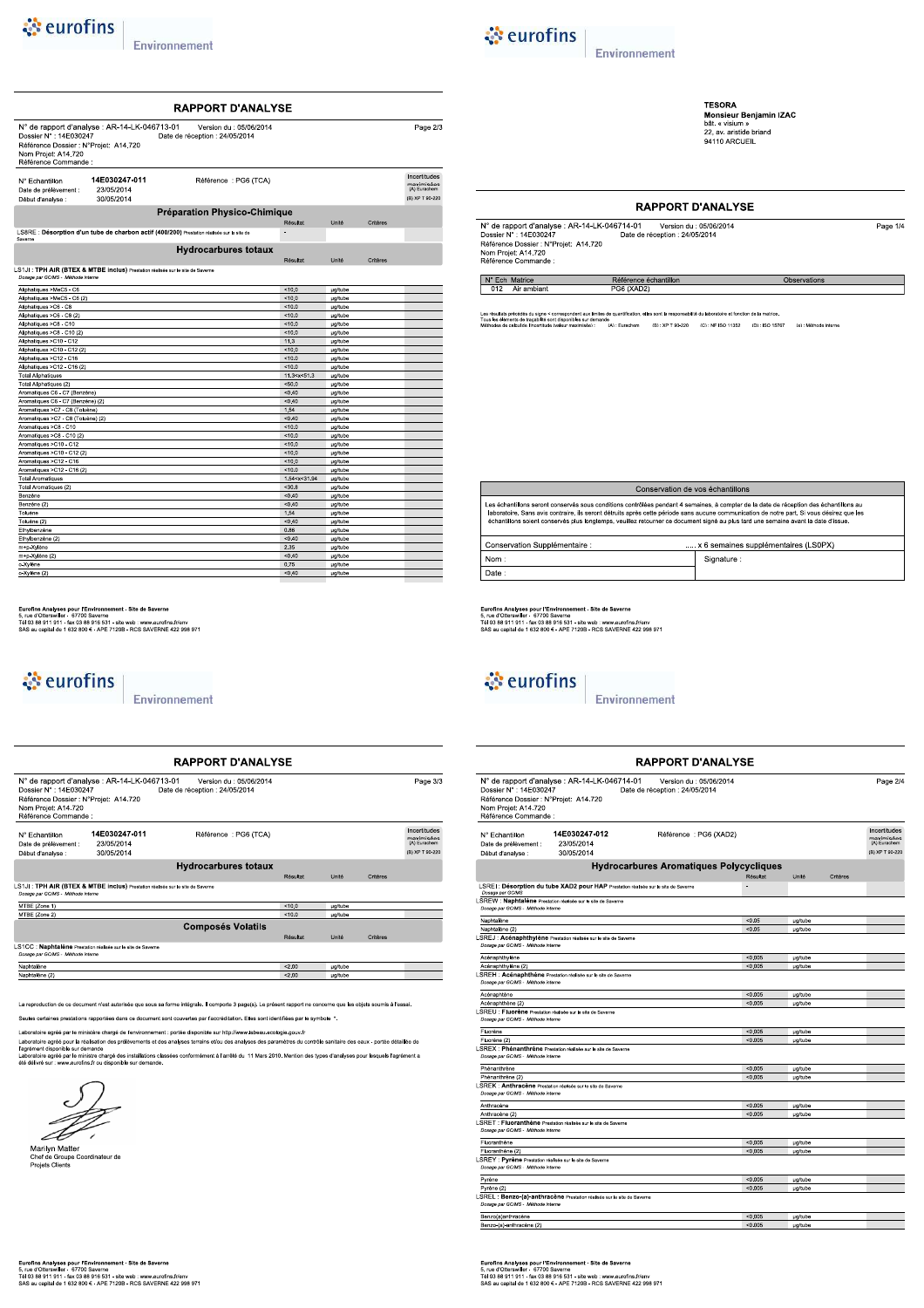## RAPPORT D'ANALYSE

N° de rapport d'analyse : AR-14-LK-046713-01 Version du : 05/06/2014
Dossier N° : 14E030247 Date de réception : 24/05/2014
Référence Dossier : N°Projet: A14.720
Nom Projet: A14.720
Référence Commande :

N° Echantillon **14E030247-011** Référence : PG6 (TCA)
Date de prélèvement : 23/05/2014
Début d'analyse : 30/05/2014

Incertitudes maximisées (A) Eurachem (B) XP T 90-220

### Préparation Physico-Chimique

| | Résultat | Unité | Critères |
|---|---|---|---|
| LS8RE : **Désorption d'un tube de charbon actif (400/200)** Prestation réalisée sur le site de Saverne | - | | |

### Hydrocarbures totaux

LS1JI : **TPH AIR (BTEX & MTBE inclus)** Prestation réalisée sur le site de Saverne
*Dosage par GC/MS - Méthode interne*

| | Résultat | Unité | Critères |
|---|---|---|---|
| Aliphatiques >MeC5 - C6 | <10,0 | µg/tube | |
| Aliphatiques >MeC5 - C6 (2) | <10,0 | µg/tube | |
| Aliphatiques >C6 - C8 | <10,0 | µg/tube | |
| Aliphatiques >C6 - C8 (2) | <10,0 | µg/tube | |
| Aliphatiques >C8 - C10 | <10,0 | µg/tube | |
| Aliphatiques >C8 - C10 (2) | <10,0 | µg/tube | |
| Aliphatiques >C10 - C12 | 11,3 | µg/tube | |
| Aliphatiques >C10 - C12 (2) | <10,0 | µg/tube | |
| Aliphatiques >C12 - C16 | <10,0 | µg/tube | |
| Aliphatiques >C12 - C16 (2) | <10,0 | µg/tube | |
| Total Aliphatiques | 11,3<x<51,3 | µg/tube | |
| Total Aliphatiques (2) | <50,0 | µg/tube | |
| Aromatiques C6 - C7 (Benzène) | <0,40 | µg/tube | |
| Aromatiques C6 - C7 (Benzène) (2) | <0,40 | µg/tube | |
| Aromatiques >C7 - C8 (Toluène) | 1,54 | µg/tube | |
| Aromatiques >C7 - C8 (Toluène) (2) | <0,40 | µg/tube | |
| Aromatiques >C8 - C10 | <10,0 | µg/tube | |
| Aromatiques >C8 - C10 (2) | <10,0 | µg/tube | |
| Aromatiques >C10 - C12 | <10,0 | µg/tube | |
| Aromatiques >C10 - C12 (2) | <10,0 | µg/tube | |
| Aromatiques >C12 - C16 | <10,0 | µg/tube | |
| Aromatiques >C12 - C16 (2) | <10,0 | µg/tube | |
| Total Aromatiques | 1,54<x<31,94 | µg/tube | |
| Total Aromatiques (2) | <30,8 | µg/tube | |
| Benzène | <0,40 | µg/tube | |
| Benzène (2) | <0,40 | µg/tube | |
| Toluène | 1,54 | µg/tube | |
| Toluène (2) | <0,40 | µg/tube | |
| Ethylbenzène | 0,66 | µg/tube | |
| Ethylbenzène (2) | <0,40 | µg/tube | |
| m+p-Xylène | 2,35 | µg/tube | |
| m+p-Xylène (2) | <0,40 | µg/tube | |
| o-Xylène | 0,75 | µg/tube | |
| o-Xylène (2) | <0,40 | µg/tube | |

Eurofins Analyses pour l'Environnement - Site de Saverne
5, rue d'Otterswiller - 67700 Saverne
Tél 03 88 911 911 - fax 03 88 916 531 - site web : www.eurofins.fr/env
SAS au capital de 1 632 800 € - APE 7120B - RCS SAVERNE 422 998 971

---

TESORA
Monsieur Benjamin IZAC
bât. « visium »
22, av. aristide briand
94110 ARCUEIL

## RAPPORT D'ANALYSE

N° de rapport d'analyse : AR-14-LK-046714-01 Version du : 05/06/2014
Dossier N° : 14E030247 Date de réception : 24/05/2014
Référence Dossier : N°Projet: A14.720
Nom Projet: A14.720
Référence Commande :

| N° Ech | Matrice | Référence échantillon | Observations |
|---|---|---|---|
| 012 | Air ambiant | PG6 (XAD2) | |

Les résultats précédés du signe < correspondent aux limites de quantification, elles sont la responsabilité du laboratoire et fonction de la matrice.
Tous les éléments de traçabilité sont disponibles sur demande
Méthodes de calcul de l'incertitude (valeur maximisée) : (A) : Eurachem (B) : XP T 90-220 (C) : NF ISO 11352 (D) : ISO 15767 (*) : Méthode interne

**Conservation de vos échantillons**

Les échantillons seront conservés sous conditions contrôlées pendant 4 semaines, à compter de la date de réception des échantillons au laboratoire. Sans avis contraire, ils seront détruits après cette période sans aucune communication de notre part. Si vous désirez que les échantillons soient conservés plus longtemps, veuillez retourner ce document signé au plus tard une semaine avant la date d'issue.

Conservation Supplémentaire : ..... x 6 semaines supplémentaires (LS0PX)
Nom : Signature :
Date :

Eurofins Analyses pour l'Environnement - Site de Saverne
5, rue d'Otterswiller - 67700 Saverne
Tél 03 88 911 911 - fax 03 88 916 531 - site web : www.eurofins.fr/env
SAS au capital de 1 632 800 € - APE 7120B - RCS SAVERNE 422 998 971

---

## RAPPORT D'ANALYSE

N° de rapport d'analyse : AR-14-LK-046713-01 Version du : 05/06/2014
Dossier N° : 14E030247 Date de réception : 24/05/2014
Référence Dossier : N°Projet: A14.720
Nom Projet: A14.720
Référence Commande :

N° Echantillon **14E030247-011** Référence : PG6 (TCA)
Date de prélèvement : 23/05/2014
Début d'analyse : 30/05/2014

Incertitudes maximisées (A) Eurachem (B) XP T 90-220

### Hydrocarbures totaux

LS1JI : **TPH AIR (BTEX & MTBE inclus)** Prestation réalisée sur le site de Saverne
*Dosage par GC/MS - Méthode interne*

| | Résultat | Unité | Critères |
|---|---|---|---|
| MTBE (Zone 1) | <10,0 | µg/tube | |
| MTBE (Zone 2) | <10,0 | µg/tube | |

### Composés Volatils

LS1CC : **Naphtalène** Prestation réalisée sur le site de Saverne
*Dosage par GC/MS - Méthode interne*

| | Résultat | Unité | Critères |
|---|---|---|---|
| Naphtalène | <2,00 | µg/tube | |
| Naphtalène (2) | <2,00 | µg/tube | |

La reproduction de ce document n'est autorisée que sous sa forme intégrale. Il comporte 3 page(s). Le présent rapport ne concerne que les objets soumis à l'essai.

Seules certaines prestations rapportées dans ce document sont couvertes par l'accréditation. Elles sont identifiées par le symbole *.

Laboratoire agréé par le ministre chargé de l'environnement : portée disponible sur http://www.labeau.ecologie.gouv.fr
Laboratoire agréé pour la réalisation des prélèvements et des analyses terrains et/ou des analyses des paramètres du contrôle sanitaire des eaux - portée détaillée de l'agrément disponible sur demande
Laboratoire agréé par le ministre chargé des installations classées conformément à l'arrêté du 11 Mars 2010. Mention des types d'analyses pour lesquels l'agrément a été délivré sur : www.eurofins.fr ou disponible sur demande.

Marilyn Matter
Chef de Groupe Coordinateur de Projets Clients

Eurofins Analyses pour l'Environnement - Site de Saverne
5, rue d'Otterswiller - 67700 Saverne
Tél 03 88 911 911 - fax 03 88 916 531 - site web : www.eurofins.fr/env
SAS au capital de 1 632 800 € - APE 7120B - RCS SAVERNE 422 998 971

---

## RAPPORT D'ANALYSE

N° de rapport d'analyse : AR-14-LK-046714-01 Version du : 05/06/2014
Dossier N° : 14E030247 Date de réception : 24/05/2014
Référence Dossier : N°Projet: A14.720
Nom Projet: A14.720
Référence Commande :

N° Echantillon **14E030247-012** Référence : PG6 (XAD2)
Date de prélèvement : 23/05/2014
Début d'analyse : 30/05/2014

Incertitudes maximisées (A) Eurachem (B) XP T 90-220

### Hydrocarbures Aromatiques Polycycliques

| | Résultat | Unité | Critères |
|---|---|---|---|
| LSREI : **Désorption du tube XAD2 pour HAP** Prestation réalisée sur le site de Saverne *Dosage par GC/MS* | - | | |
| LSREW : **Naphtalène** Prestation réalisée sur le site de Saverne *Dosage par GC/MS - Méthode interne* | | | |
| Naphtalène | <0,05 | µg/tube | |
| Naphtalène (2) | <0,05 | µg/tube | |
| LSREJ : **Acénaphthylène** Prestation réalisée sur le site de Saverne *Dosage par GC/MS - Méthode interne* | | | |
| Acénaphthylène | <0,005 | µg/tube | |
| Acénaphthylène (2) | <0,005 | µg/tube | |
| LSREH : **Acénaphthène** Prestation réalisée sur le site de Saverne *Dosage par GC/MS - Méthode interne* | | | |
| Acénaphtène | <0,005 | µg/tube | |
| Acénaphthène (2) | <0,005 | µg/tube | |
| LSREU : **Fluorène** Prestation réalisée sur le site de Saverne *Dosage par GC/MS - Méthode interne* | | | |
| Fluorène | <0,005 | µg/tube | |
| Fluorène (2) | <0,005 | µg/tube | |
| LSREX : **Phénanthrène** Prestation réalisée sur le site de Saverne *Dosage par GC/MS - Méthode interne* | | | |
| Phénanthrène | <0,005 | µg/tube | |
| Phénanthrène (2) | <0,005 | µg/tube | |
| LSREK : **Anthracène** Prestation réalisée sur le site de Saverne *Dosage par GC/MS - Méthode interne* | | | |
| Anthracène | <0,005 | µg/tube | |
| Anthracène (2) | <0,005 | µg/tube | |
| LSRET : **Fluoranthène** Prestation réalisée sur le site de Saverne *Dosage par GC/MS - Méthode interne* | | | |
| Fluoranthène | <0,005 | µg/tube | |
| Fluoranthène (2) | <0,005 | µg/tube | |
| LSREY : **Pyrène** Prestation réalisée sur le site de Saverne *Dosage par GC/MS - Méthode interne* | | | |
| Pyrène | <0,005 | µg/tube | |
| Pyrène (2) | <0,005 | µg/tube | |
| LSREL : **Benzo-(a)-anthracène** Prestation réalisée sur le site de Saverne *Dosage par GC/MS - Méthode interne* | | | |
| Benzo(a)anthracène | <0,005 | µg/tube | |
| Benzo-(a)-anthracène (2) | <0,005 | µg/tube | |

Eurofins Analyses pour l'Environnement - Site de Saverne
5, rue d'Otterswiller - 67700 Saverne
Tél 03 88 911 911 - fax 03 88 916 531 - site web : www.eurofins.fr/env
SAS au capital de 1 632 800 € - APE 7120B - RCS SAVERNE 422 998 971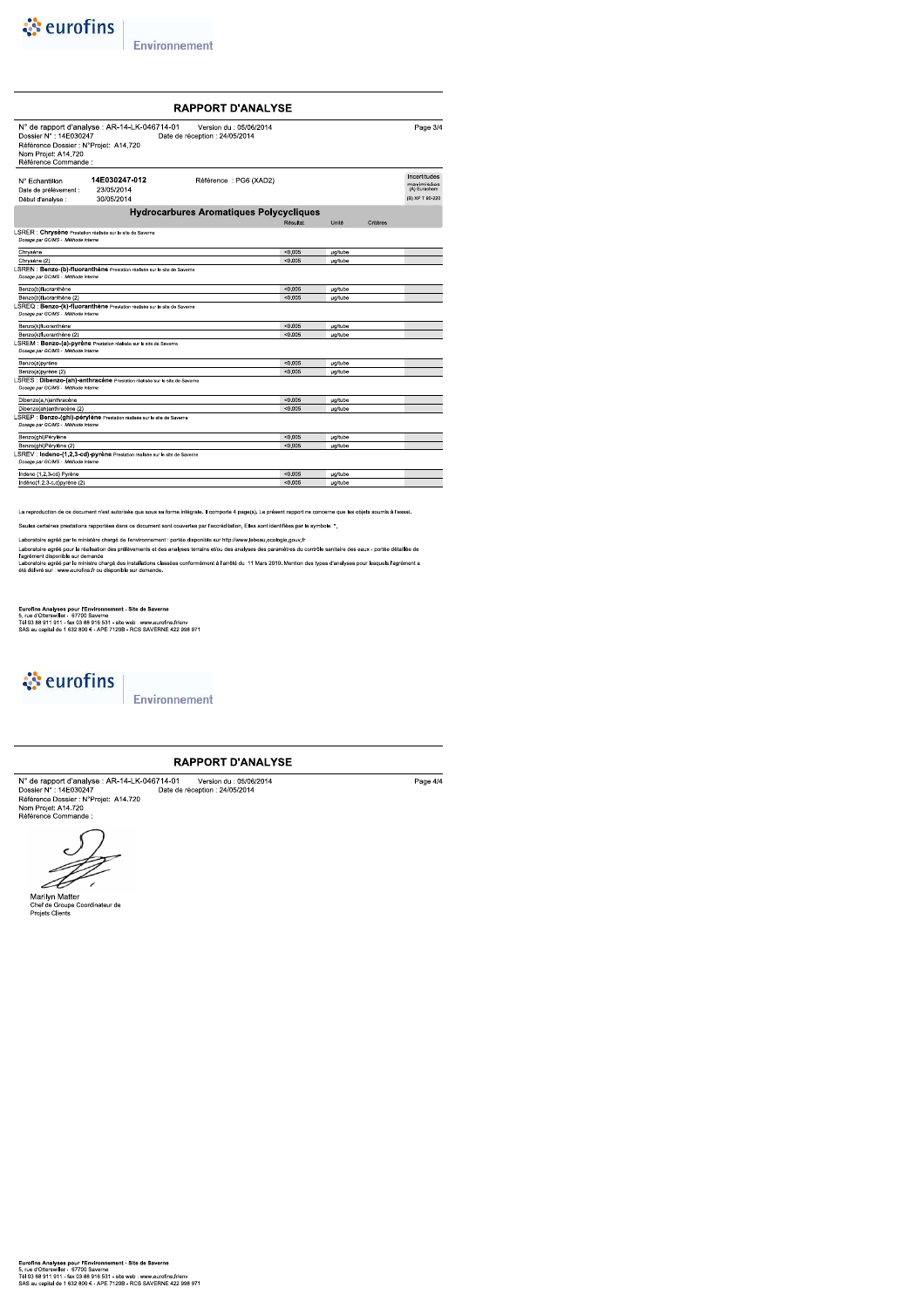## RAPPORT D'ANALYSE

N° de rapport d'analyse : AR-14-LK-046714-01 Version du : 05/06/2014
Dossier N° : 14E030247 Date de réception : 24/05/2014
Référence Dossier : N°Projet: A14.720
Nom Projet: A14.720
Référence Commande :

N° Echantillon **14E030247-012** Référence : PG6 (XAD2)
Date de prélèvement : 23/05/2014
Début d'analyse : 30/05/2014

Incertitudes maximisées (A) Eurachem (B) XP T 90-220

### Hydrocarbures Aromatiques Polycycliques

| | Résultat | Unité | Critères | |
|---|---|---|---|---|
| LSRER : **Chrysène** Prestation réalisée sur le site de Saverne *Dosage par GC/MS - Méthode interne* | | | | |
| Chrysène | <0,005 | µg/tube | | |
| Chrysène (2) | <0,005 | µg/tube | | |
| LSREN : **Benzo-(b)-fluoranthène** Prestation réalisée sur le site de Saverne *Dosage par GC/MS - Méthode interne* | | | | |
| Benzo(b)fluoranthène | <0,005 | µg/tube | | |
| Benzo(b)fluoranthène (2) | <0,005 | µg/tube | | |
| LSREQ : **Benzo-(k)-fluoranthène** Prestation réalisée sur le site de Saverne *Dosage par GC/MS - Méthode interne* | | | | |
| Benzo(k)fluoranthène | <0,005 | µg/tube | | |
| Benzo(k)fluoranthène (2) | <0,005 | µg/tube | | |
| LSREM : **Benzo-(a)-pyrène** Prestation réalisée sur le site de Saverne *Dosage par GC/MS - Méthode interne* | | | | |
| Benzo(a)pyrène | <0,005 | µg/tube | | |
| Benzo(a)pyrène (2) | <0,005 | µg/tube | | |
| LSRES : **Dibenzo-(ah)-anthracène** Prestation réalisée sur le site de Saverne *Dosage par GC/MS - Méthode interne* | | | | |
| Dibenzo(a,h)anthracène | <0,005 | µg/tube | | |
| Dibenzo(ah)anthracène (2) | <0,005 | µg/tube | | |
| LSREP : **Benzo-(ghi)-pérylène** Prestation réalisée sur le site de Saverne *Dosage par GC/MS - Méthode interne* | | | | |
| Benzo(ghi)Pérylène | <0,005 | µg/tube | | |
| Benzo(ghi)Pérylène (2) | <0,005 | µg/tube | | |
| LSREV : **Indeno-(1,2,3-cd)-pyrène** Prestation réalisée sur le site de Saverne *Dosage par GC/MS - Méthode interne* | | | | |
| Indeno (1,2,3-cd) Pyrène | <0,005 | µg/tube | | |
| Indéno(1,2,3-c,d)pyrène (2) | <0,005 | µg/tube | | |

La reproduction de ce document n'est autorisée que sous sa forme intégrale. Il comporte 4 page(s). Le présent rapport ne concerne que les objets soumis à l'essai.

Seules certaines prestations rapportées dans ce document sont couvertes par l'accréditation. Elles sont identifiées par le symbole *.

Laboratoire agréé par le ministre chargé de l'environnement : portée disponible sur http://www.labeau.ecologie.gouv.fr
Laboratoire agréé pour la réalisation des prélèvements et des analyses terrains et/ou des analyses des paramètres du contrôle sanitaire des eaux - portée détaillée de l'agrément disponible sur demande
Laboratoire agréé par le ministre chargé des installations classées conformément à l'arrêté du 11 Mars 2010. Mention des types d'analyses pour lesquels l'agrément a été délivré sur : www.eurofins.fr ou disponible sur demande.

**Eurofins Analyses pour l'Environnement - Site de Saverne**
5, rue d'Otterswiller - 67700 Saverne
Tél 03 88 911 911 - fax 03 88 916 531 - site web : www.eurofins.fr/env
SAS au capital de 1 632 800 € - APE 7120B - RCS SAVERNE 422 998 971

## RAPPORT D'ANALYSE

N° de rapport d'analyse : AR-14-LK-046714-01 Version du : 05/06/2014
Dossier N° : 14E030247 Date de réception : 24/05/2014
Référence Dossier : N°Projet: A14.720
Nom Projet: A14.720
Référence Commande :

Marilyn Matter
Chef de Groupe Coordinateur de Projets Clients

**Eurofins Analyses pour l'Environnement - Site de Saverne**
5, rue d'Otterswiller - 67700 Saverne
Tél 03 88 911 911 - fax 03 88 916 531 - site web : www.eurofins.fr/env
SAS au capital de 1 632 800 € - APE 7120B - RCS SAVERNE 422 998 971